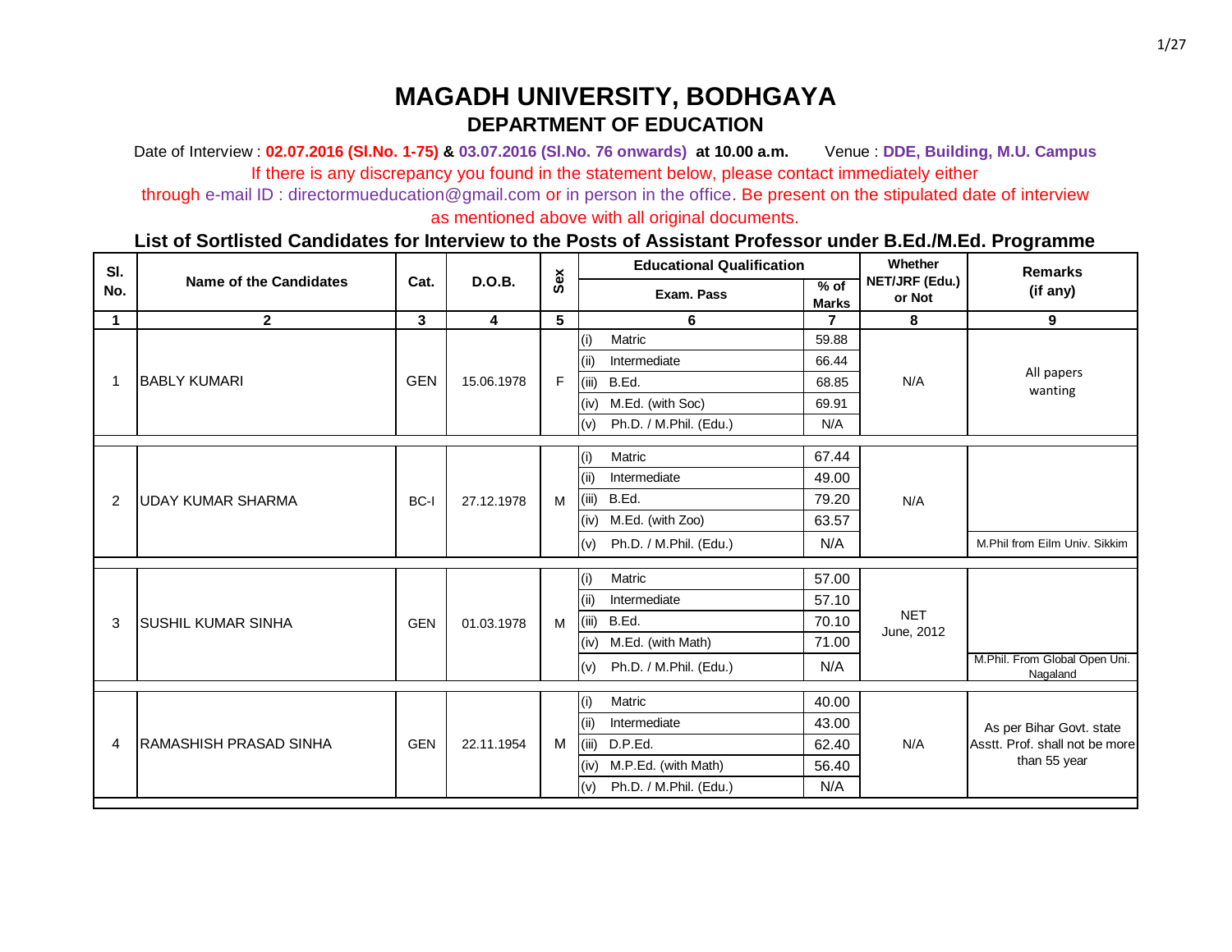# MAGADH UNIVERSITY, BODHGAYA

## DEPARTMENT OF EDUCATION

Date of Interview : **02.07.2016 (Sl.No. 1-75)** & **03.07.2016 (Sl.No. 76 onwards)** **at 10.00 a.m.** Venue : **DDE, Building, M.U. Campus**

If there is any discrepancy you found in the statement below, please contact immediately either through e-mail ID : directormueducation@gmail.com or in person in the office. Be present on the stipulated date of interview as mentioned above with all original documents.

### List of Sortlisted Candidates for Interview to the Posts of Assistant Professor under B.Ed./M.Ed. Programme

| Sl. No. | Name of the Candidates | Cat. | D.O.B. | Sex | Educational Qualification: Exam. Pass | % of Marks | Whether NET/JRF (Edu.) or Not | Remarks (if any) |
|---|---|---|---|---|---|---|---|---|
| 1 | 2 | 3 | 4 | 5 | 6 | 7 | 8 | 9 |
| 1 | BABLY KUMARI | GEN | 15.06.1978 | F | (i) Matric | 59.88 | N/A | All papers wanting |
| | | | | | (ii) Intermediate | 66.44 | | |
| | | | | | (iii) B.Ed. | 68.85 | | |
| | | | | | (iv) M.Ed. (with Soc) | 69.91 | | |
| | | | | | (v) Ph.D. / M.Phil. (Edu.) | N/A | | |
| 2 | UDAY KUMAR SHARMA | BC-I | 27.12.1978 | M | (i) Matric | 67.44 | N/A | |
| | | | | | (ii) Intermediate | 49.00 | | |
| | | | | | (iii) B.Ed. | 79.20 | | |
| | | | | | (iv) M.Ed. (with Zoo) | 63.57 | | |
| | | | | | (v) Ph.D. / M.Phil. (Edu.) | N/A | | M.Phil from Eilm Univ. Sikkim |
| 3 | SUSHIL KUMAR SINHA | GEN | 01.03.1978 | M | (i) Matric | 57.00 | NET June, 2012 | |
| | | | | | (ii) Intermediate | 57.10 | | |
| | | | | | (iii) B.Ed. | 70.10 | | |
| | | | | | (iv) M.Ed. (with Math) | 71.00 | | |
| | | | | | (v) Ph.D. / M.Phil. (Edu.) | N/A | | M.Phil. From Global Open Uni. Nagaland |
| 4 | RAMASHISH PRASAD SINHA | GEN | 22.11.1954 | M | (i) Matric | 40.00 | N/A | As per Bihar Govt. state Asstt. Prof. shall not be more than 55 year |
| | | | | | (ii) Intermediate | 43.00 | | |
| | | | | | (iii) D.P.Ed. | 62.40 | | |
| | | | | | (iv) M.P.Ed. (with Math) | 56.40 | | |
| | | | | | (v) Ph.D. / M.Phil. (Edu.) | N/A | | |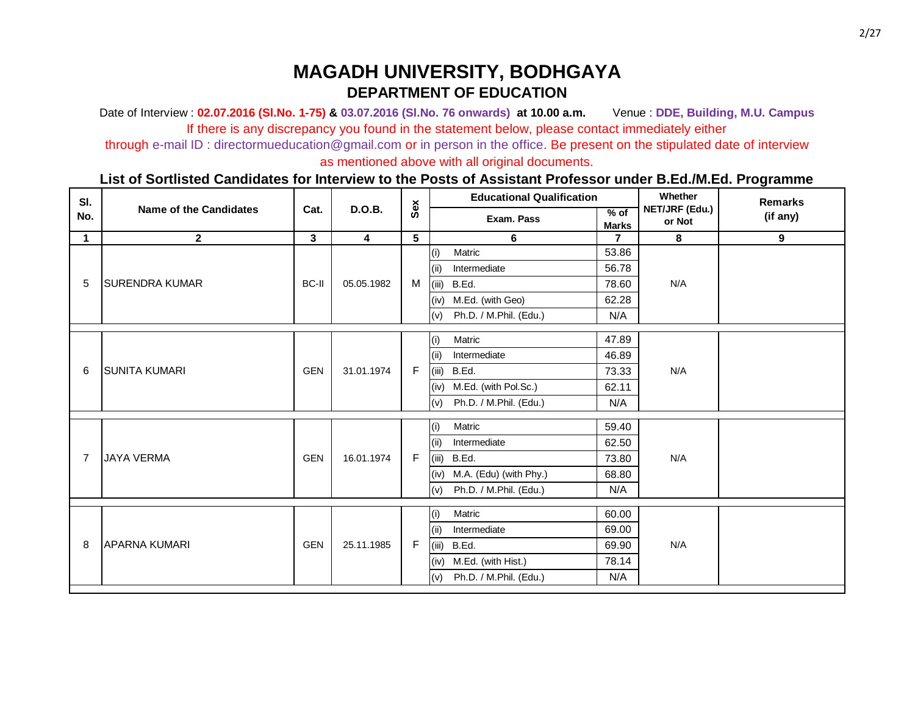# MAGADH UNIVERSITY, BODHGAYA

## DEPARTMENT OF EDUCATION

Date of Interview : **02.07.2016 (Sl.No. 1-75)** & **03.07.2016 (Sl.No. 76 onwards)** **at 10.00 a.m.** Venue : **DDE, Building, M.U. Campus**

If there is any discrepancy you found in the statement below, please contact immediately either through e-mail ID : directormueducation@gmail.com or in person in the office. Be present on the stipulated date of interview as mentioned above with all original documents.

### List of Sortlisted Candidates for Interview to the Posts of Assistant Professor under B.Ed./M.Ed. Programme

| Sl. No. | Name of the Candidates | Cat. | D.O.B. | Sex | Educational Qualification: Exam. Pass | % of Marks | Whether NET/JRF (Edu.) or Not | Remarks (if any) |
|---|---|---|---|---|---|---|---|---|
| 1 | 2 | 3 | 4 | 5 | 6 | 7 | 8 | 9 |
| 5 | SURENDRA KUMAR | BC-II | 05.05.1982 | M | (i) Matric | 53.86 | N/A | |
| | | | | | (ii) Intermediate | 56.78 | | |
| | | | | | (iii) B.Ed. | 78.60 | | |
| | | | | | (iv) M.Ed. (with Geo) | 62.28 | | |
| | | | | | (v) Ph.D. / M.Phil. (Edu.) | N/A | | |
| 6 | SUNITA KUMARI | GEN | 31.01.1974 | F | (i) Matric | 47.89 | N/A | |
| | | | | | (ii) Intermediate | 46.89 | | |
| | | | | | (iii) B.Ed. | 73.33 | | |
| | | | | | (iv) M.Ed. (with Pol.Sc.) | 62.11 | | |
| | | | | | (v) Ph.D. / M.Phil. (Edu.) | N/A | | |
| 7 | JAYA VERMA | GEN | 16.01.1974 | F | (i) Matric | 59.40 | N/A | |
| | | | | | (ii) Intermediate | 62.50 | | |
| | | | | | (iii) B.Ed. | 73.80 | | |
| | | | | | (iv) M.A. (Edu) (with Phy.) | 68.80 | | |
| | | | | | (v) Ph.D. / M.Phil. (Edu.) | N/A | | |
| 8 | APARNA KUMARI | GEN | 25.11.1985 | F | (i) Matric | 60.00 | N/A | |
| | | | | | (ii) Intermediate | 69.00 | | |
| | | | | | (iii) B.Ed. | 69.90 | | |
| | | | | | (iv) M.Ed. (with Hist.) | 78.14 | | |
| | | | | | (v) Ph.D. / M.Phil. (Edu.) | N/A | | |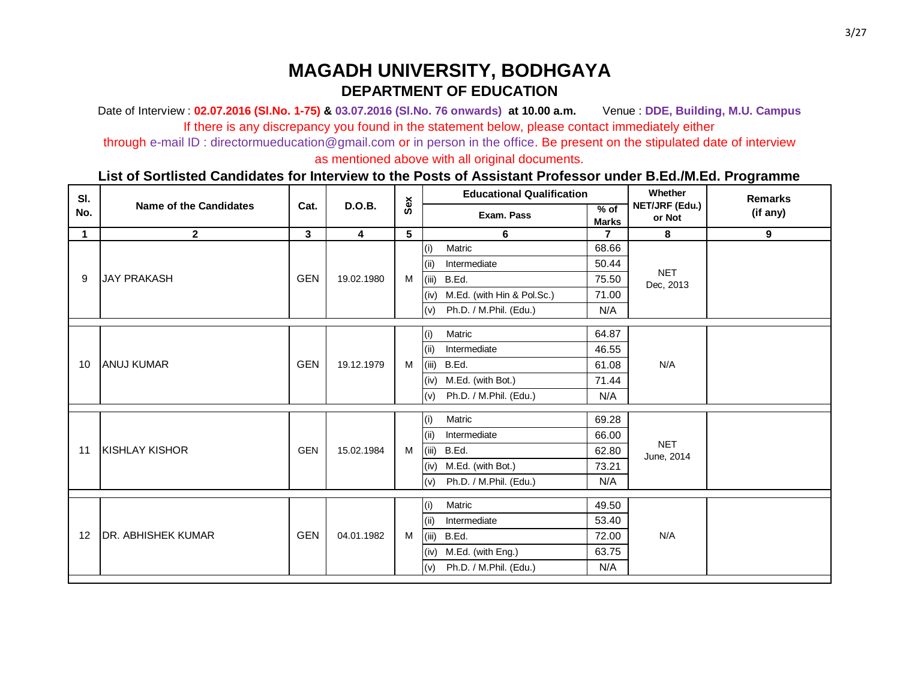# MAGADH UNIVERSITY, BODHGAYA

## DEPARTMENT OF EDUCATION

Date of Interview : **02.07.2016 (Sl.No. 1-75)** & **03.07.2016 (Sl.No. 76 onwards)** **at 10.00 a.m.** Venue : **DDE, Building, M.U. Campus**

If there is any discrepancy you found in the statement below, please contact immediately either through e-mail ID : directormueducation@gmail.com or in person in the office. Be present on the stipulated date of interview as mentioned above with all original documents.

### List of Sortlisted Candidates for Interview to the Posts of Assistant Professor under B.Ed./M.Ed. Programme

| Sl. No. | Name of the Candidates | Cat. | D.O.B. | Sex | Educational Qualification | | Whether NET/JRF (Edu.) or Not | Remarks (if any) |
|---|---|---|---|---|---|---|---|---|
| | | | | | Exam. Pass | % of Marks | | |
| 1 | 2 | 3 | 4 | 5 | 6 | 7 | 8 | 9 |
| 9 | JAY PRAKASH | GEN | 19.02.1980 | M | (i) Matric | 68.66 | NET Dec, 2013 | |
| | | | | | (ii) Intermediate | 50.44 | | |
| | | | | | (iii) B.Ed. | 75.50 | | |
| | | | | | (iv) M.Ed. (with Hin & Pol.Sc.) | 71.00 | | |
| | | | | | (v) Ph.D. / M.Phil. (Edu.) | N/A | | |
| 10 | ANUJ KUMAR | GEN | 19.12.1979 | M | (i) Matric | 64.87 | N/A | |
| | | | | | (ii) Intermediate | 46.55 | | |
| | | | | | (iii) B.Ed. | 61.08 | | |
| | | | | | (iv) M.Ed. (with Bot.) | 71.44 | | |
| | | | | | (v) Ph.D. / M.Phil. (Edu.) | N/A | | |
| 11 | KISHLAY KISHOR | GEN | 15.02.1984 | M | (i) Matric | 69.28 | NET June, 2014 | |
| | | | | | (ii) Intermediate | 66.00 | | |
| | | | | | (iii) B.Ed. | 62.80 | | |
| | | | | | (iv) M.Ed. (with Bot.) | 73.21 | | |
| | | | | | (v) Ph.D. / M.Phil. (Edu.) | N/A | | |
| 12 | DR. ABHISHEK KUMAR | GEN | 04.01.1982 | M | (i) Matric | 49.50 | N/A | |
| | | | | | (ii) Intermediate | 53.40 | | |
| | | | | | (iii) B.Ed. | 72.00 | | |
| | | | | | (iv) M.Ed. (with Eng.) | 63.75 | | |
| | | | | | (v) Ph.D. / M.Phil. (Edu.) | N/A | | |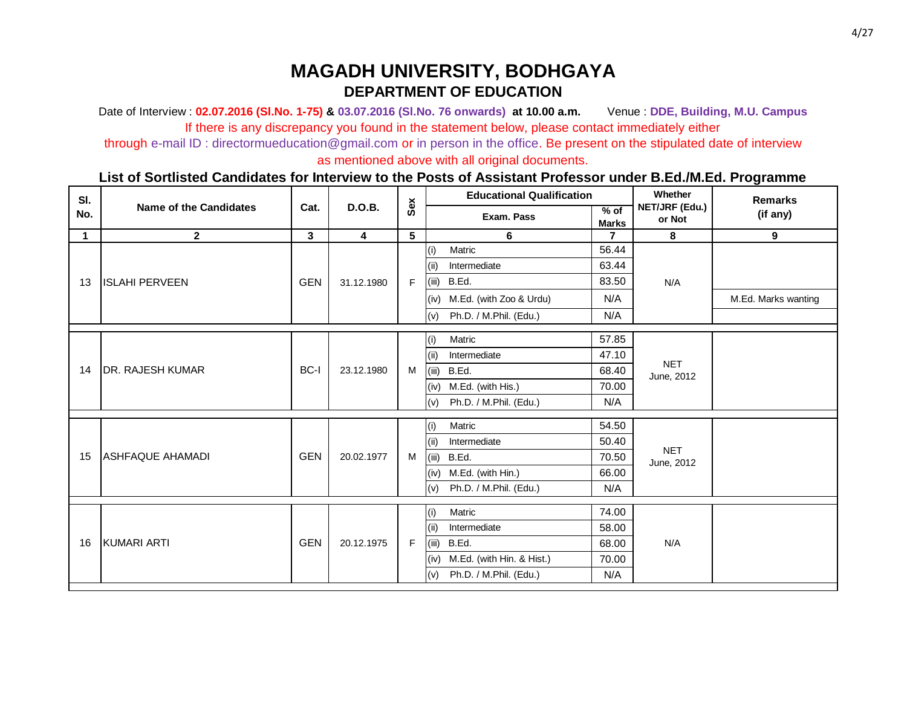# MAGADH UNIVERSITY, BODHGAYA

## DEPARTMENT OF EDUCATION

Date of Interview : **02.07.2016 (Sl.No. 1-75)** & **03.07.2016 (Sl.No. 76 onwards)** **at 10.00 a.m.** Venue : **DDE, Building, M.U. Campus**

If there is any discrepancy you found in the statement below, please contact immediately either through e-mail ID : directormueducation@gmail.com or in person in the office. Be present on the stipulated date of interview as mentioned above with all original documents.

### List of Sortlisted Candidates for Interview to the Posts of Assistant Professor under B.Ed./M.Ed. Programme

| Sl. No. | Name of the Candidates | Cat. | D.O.B. | Sex | Educational Qualification: Exam. Pass | % of Marks | Whether NET/JRF (Edu.) or Not | Remarks (if any) |
|---|---|---|---|---|---|---|---|---|
| 1 | 2 | 3 | 4 | 5 | 6 | 7 | 8 | 9 |
| 13 | ISLAHI PERVEEN | GEN | 31.12.1980 | F | (i) Matric | 56.44 | N/A | |
| | | | | | (ii) Intermediate | 63.44 | | |
| | | | | | (iii) B.Ed. | 83.50 | | |
| | | | | | (iv) M.Ed. (with Zoo & Urdu) | N/A | | M.Ed. Marks wanting |
| | | | | | (v) Ph.D. / M.Phil. (Edu.) | N/A | | |
| 14 | DR. RAJESH KUMAR | BC-I | 23.12.1980 | M | (i) Matric | 57.85 | NET June, 2012 | |
| | | | | | (ii) Intermediate | 47.10 | | |
| | | | | | (iii) B.Ed. | 68.40 | | |
| | | | | | (iv) M.Ed. (with His.) | 70.00 | | |
| | | | | | (v) Ph.D. / M.Phil. (Edu.) | N/A | | |
| 15 | ASHFAQUE AHAMADI | GEN | 20.02.1977 | M | (i) Matric | 54.50 | NET June, 2012 | |
| | | | | | (ii) Intermediate | 50.40 | | |
| | | | | | (iii) B.Ed. | 70.50 | | |
| | | | | | (iv) M.Ed. (with Hin.) | 66.00 | | |
| | | | | | (v) Ph.D. / M.Phil. (Edu.) | N/A | | |
| 16 | KUMARI ARTI | GEN | 20.12.1975 | F | (i) Matric | 74.00 | N/A | |
| | | | | | (ii) Intermediate | 58.00 | | |
| | | | | | (iii) B.Ed. | 68.00 | | |
| | | | | | (iv) M.Ed. (with Hin. & Hist.) | 70.00 | | |
| | | | | | (v) Ph.D. / M.Phil. (Edu.) | N/A | | |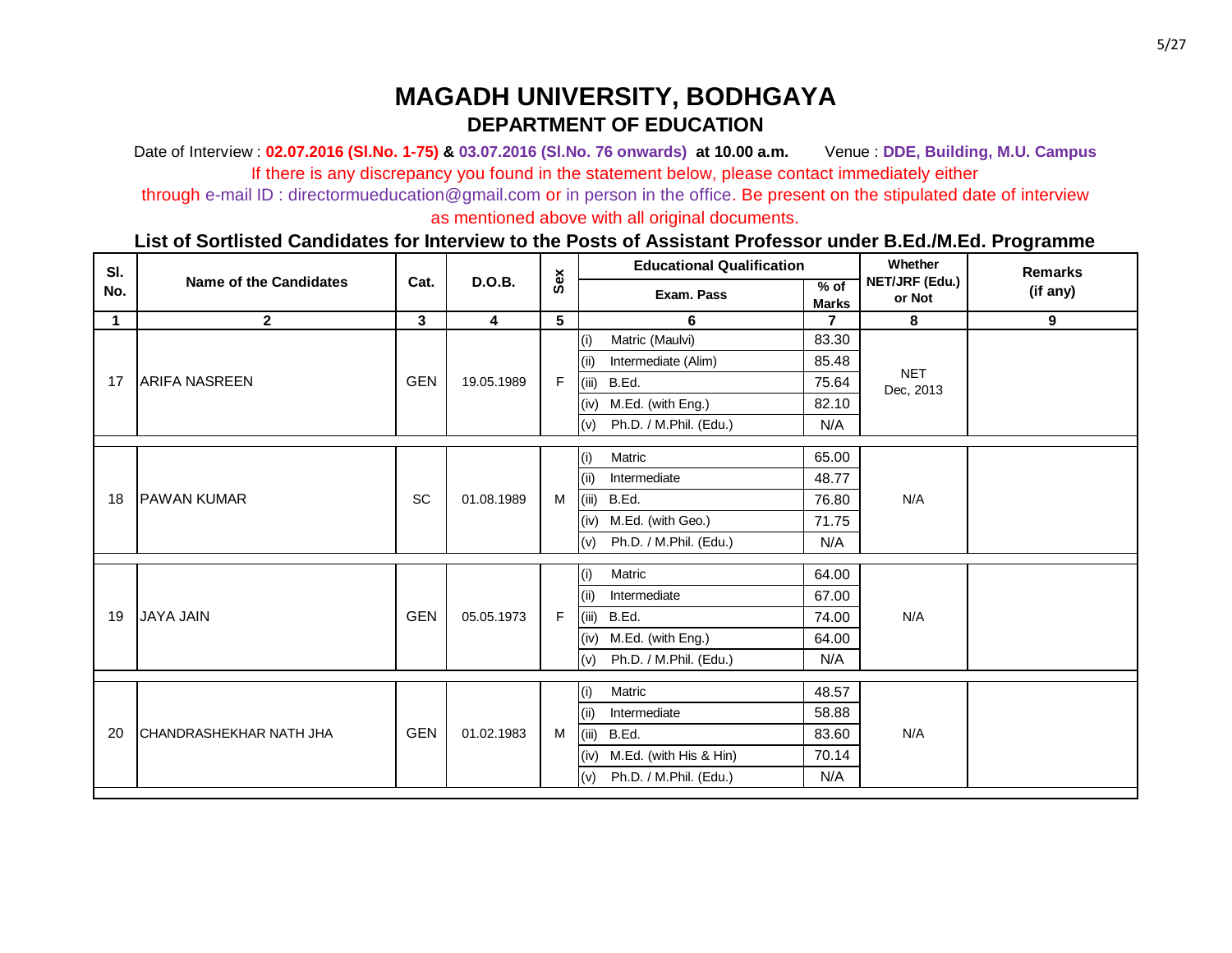# MAGADH UNIVERSITY, BODHGAYA

## DEPARTMENT OF EDUCATION

Date of Interview : **02.07.2016 (Sl.No. 1-75) & 03.07.2016 (Sl.No. 76 onwards) at 10.00 a.m.** Venue : **DDE, Building, M.U. Campus**

If there is any discrepancy you found in the statement below, please contact immediately either through e-mail ID : directormueducation@gmail.com or in person in the office. Be present on the stipulated date of interview as mentioned above with all original documents.

### List of Sortlisted Candidates for Interview to the Posts of Assistant Professor under B.Ed./M.Ed. Programme

| Sl. No. | Name of the Candidates | Cat. | D.O.B. | Sex | Educational Qualification: Exam. Pass | % of Marks | Whether NET/JRF (Edu.) or Not | Remarks (if any) |
|---|---|---|---|---|---|---|---|---|
| 1 | 2 | 3 | 4 | 5 | 6 | 7 | 8 | 9 |
| 17 | ARIFA NASREEN | GEN | 19.05.1989 | F | (i) Matric (Maulvi) | 83.30 | NET Dec, 2013 | |
| | | | | | (ii) Intermediate (Alim) | 85.48 | | |
| | | | | | (iii) B.Ed. | 75.64 | | |
| | | | | | (iv) M.Ed. (with Eng.) | 82.10 | | |
| | | | | | (v) Ph.D. / M.Phil. (Edu.) | N/A | | |
| 18 | PAWAN KUMAR | SC | 01.08.1989 | M | (i) Matric | 65.00 | N/A | |
| | | | | | (ii) Intermediate | 48.77 | | |
| | | | | | (iii) B.Ed. | 76.80 | | |
| | | | | | (iv) M.Ed. (with Geo.) | 71.75 | | |
| | | | | | (v) Ph.D. / M.Phil. (Edu.) | N/A | | |
| 19 | JAYA JAIN | GEN | 05.05.1973 | F | (i) Matric | 64.00 | N/A | |
| | | | | | (ii) Intermediate | 67.00 | | |
| | | | | | (iii) B.Ed. | 74.00 | | |
| | | | | | (iv) M.Ed. (with Eng.) | 64.00 | | |
| | | | | | (v) Ph.D. / M.Phil. (Edu.) | N/A | | |
| 20 | CHANDRASHEKHAR NATH JHA | GEN | 01.02.1983 | M | (i) Matric | 48.57 | N/A | |
| | | | | | (ii) Intermediate | 58.88 | | |
| | | | | | (iii) B.Ed. | 83.60 | | |
| | | | | | (iv) M.Ed. (with His & Hin) | 70.14 | | |
| | | | | | (v) Ph.D. / M.Phil. (Edu.) | N/A | | |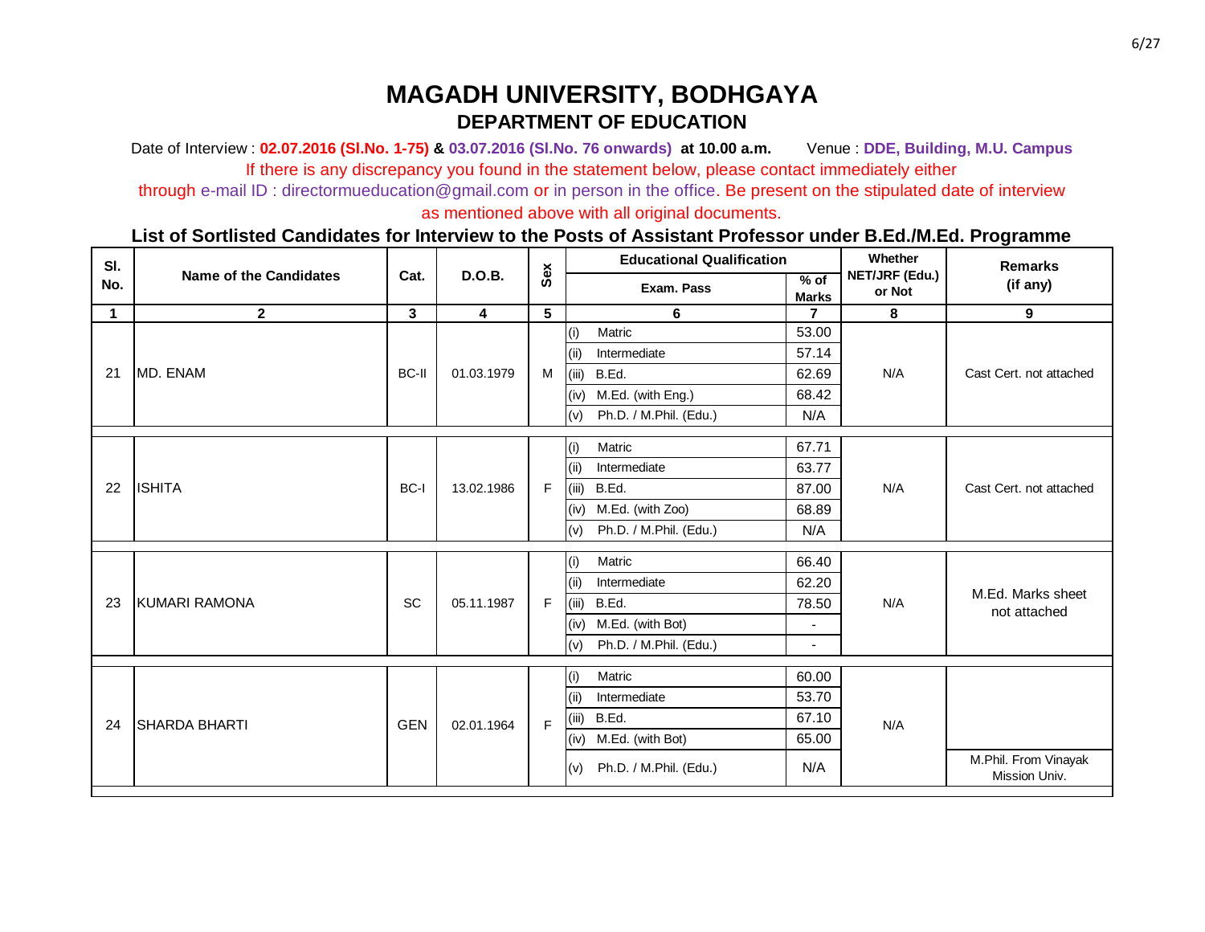# MAGADH UNIVERSITY, BODHGAYA

## DEPARTMENT OF EDUCATION

Date of Interview : **02.07.2016 (Sl.No. 1-75)** & **03.07.2016 (Sl.No. 76 onwards)** **at 10.00 a.m.** Venue : **DDE, Building, M.U. Campus**

If there is any discrepancy you found in the statement below, please contact immediately either through e-mail ID : directormueducation@gmail.com or in person in the office. Be present on the stipulated date of interview as mentioned above with all original documents.

### List of Sortlisted Candidates for Interview to the Posts of Assistant Professor under B.Ed./M.Ed. Programme

| Sl. No. | Name of the Candidates | Cat. | D.O.B. | Sex | Educational Qualification: Exam. Pass | % of Marks | Whether NET/JRF (Edu.) or Not | Remarks (if any) |
|---|---|---|---|---|---|---|---|---|
| 1 | 2 | 3 | 4 | 5 | 6 | 7 | 8 | 9 |
| 21 | MD. ENAM | BC-II | 01.03.1979 | M | (i) Matric | 53.00 | N/A | Cast Cert. not attached |
| | | | | | (ii) Intermediate | 57.14 | | |
| | | | | | (iii) B.Ed. | 62.69 | | |
| | | | | | (iv) M.Ed. (with Eng.) | 68.42 | | |
| | | | | | (v) Ph.D. / M.Phil. (Edu.) | N/A | | |
| 22 | ISHITA | BC-I | 13.02.1986 | F | (i) Matric | 67.71 | N/A | Cast Cert. not attached |
| | | | | | (ii) Intermediate | 63.77 | | |
| | | | | | (iii) B.Ed. | 87.00 | | |
| | | | | | (iv) M.Ed. (with Zoo) | 68.89 | | |
| | | | | | (v) Ph.D. / M.Phil. (Edu.) | N/A | | |
| 23 | KUMARI RAMONA | SC | 05.11.1987 | F | (i) Matric | 66.40 | N/A | M.Ed. Marks sheet not attached |
| | | | | | (ii) Intermediate | 62.20 | | |
| | | | | | (iii) B.Ed. | 78.50 | | |
| | | | | | (iv) M.Ed. (with Bot) | - | | |
| | | | | | (v) Ph.D. / M.Phil. (Edu.) | - | | |
| 24 | SHARDA BHARTI | GEN | 02.01.1964 | F | (i) Matric | 60.00 | N/A | |
| | | | | | (ii) Intermediate | 53.70 | | |
| | | | | | (iii) B.Ed. | 67.10 | | |
| | | | | | (iv) M.Ed. (with Bot) | 65.00 | | |
| | | | | | (v) Ph.D. / M.Phil. (Edu.) | N/A | | M.Phil. From Vinayak Mission Univ. |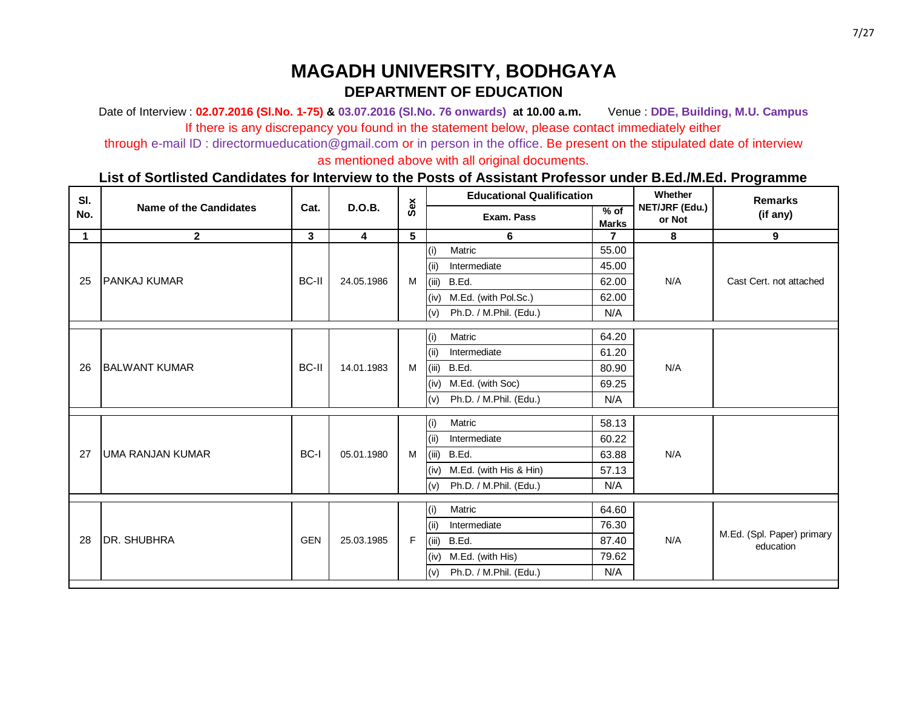# MAGADH UNIVERSITY, BODHGAYA

## DEPARTMENT OF EDUCATION

Date of Interview : **02.07.2016 (Sl.No. 1-75)** & **03.07.2016 (Sl.No. 76 onwards)** **at 10.00 a.m.** Venue : **DDE, Building, M.U. Campus**

If there is any discrepancy you found in the statement below, please contact immediately either through e-mail ID : directormueducation@gmail.com or in person in the office. Be present on the stipulated date of interview as mentioned above with all original documents.

### List of Sortlisted Candidates for Interview to the Posts of Assistant Professor under B.Ed./M.Ed. Programme

| Sl. No. | Name of the Candidates | Cat. | D.O.B. | Sex | Educational Qualification | | Whether NET/JRF (Edu.) or Not | Remarks (if any) |
|---|---|---|---|---|---|---|---|---|
| | | | | | Exam. Pass | % of Marks | | |
| 1 | 2 | 3 | 4 | 5 | 6 | 7 | 8 | 9 |
| 25 | PANKAJ KUMAR | BC-II | 24.05.1986 | M | (i) Matric | 55.00 | N/A | Cast Cert. not attached |
| | | | | | (ii) Intermediate | 45.00 | | |
| | | | | | (iii) B.Ed. | 62.00 | | |
| | | | | | (iv) M.Ed. (with Pol.Sc.) | 62.00 | | |
| | | | | | (v) Ph.D. / M.Phil. (Edu.) | N/A | | |
| 26 | BALWANT KUMAR | BC-II | 14.01.1983 | M | (i) Matric | 64.20 | N/A | |
| | | | | | (ii) Intermediate | 61.20 | | |
| | | | | | (iii) B.Ed. | 80.90 | | |
| | | | | | (iv) M.Ed. (with Soc) | 69.25 | | |
| | | | | | (v) Ph.D. / M.Phil. (Edu.) | N/A | | |
| 27 | UMA RANJAN KUMAR | BC-I | 05.01.1980 | M | (i) Matric | 58.13 | N/A | |
| | | | | | (ii) Intermediate | 60.22 | | |
| | | | | | (iii) B.Ed. | 63.88 | | |
| | | | | | (iv) M.Ed. (with His & Hin) | 57.13 | | |
| | | | | | (v) Ph.D. / M.Phil. (Edu.) | N/A | | |
| 28 | DR. SHUBHRA | GEN | 25.03.1985 | F | (i) Matric | 64.60 | N/A | M.Ed. (Spl. Paper) primary education |
| | | | | | (ii) Intermediate | 76.30 | | |
| | | | | | (iii) B.Ed. | 87.40 | | |
| | | | | | (iv) M.Ed. (with His) | 79.62 | | |
| | | | | | (v) Ph.D. / M.Phil. (Edu.) | N/A | | |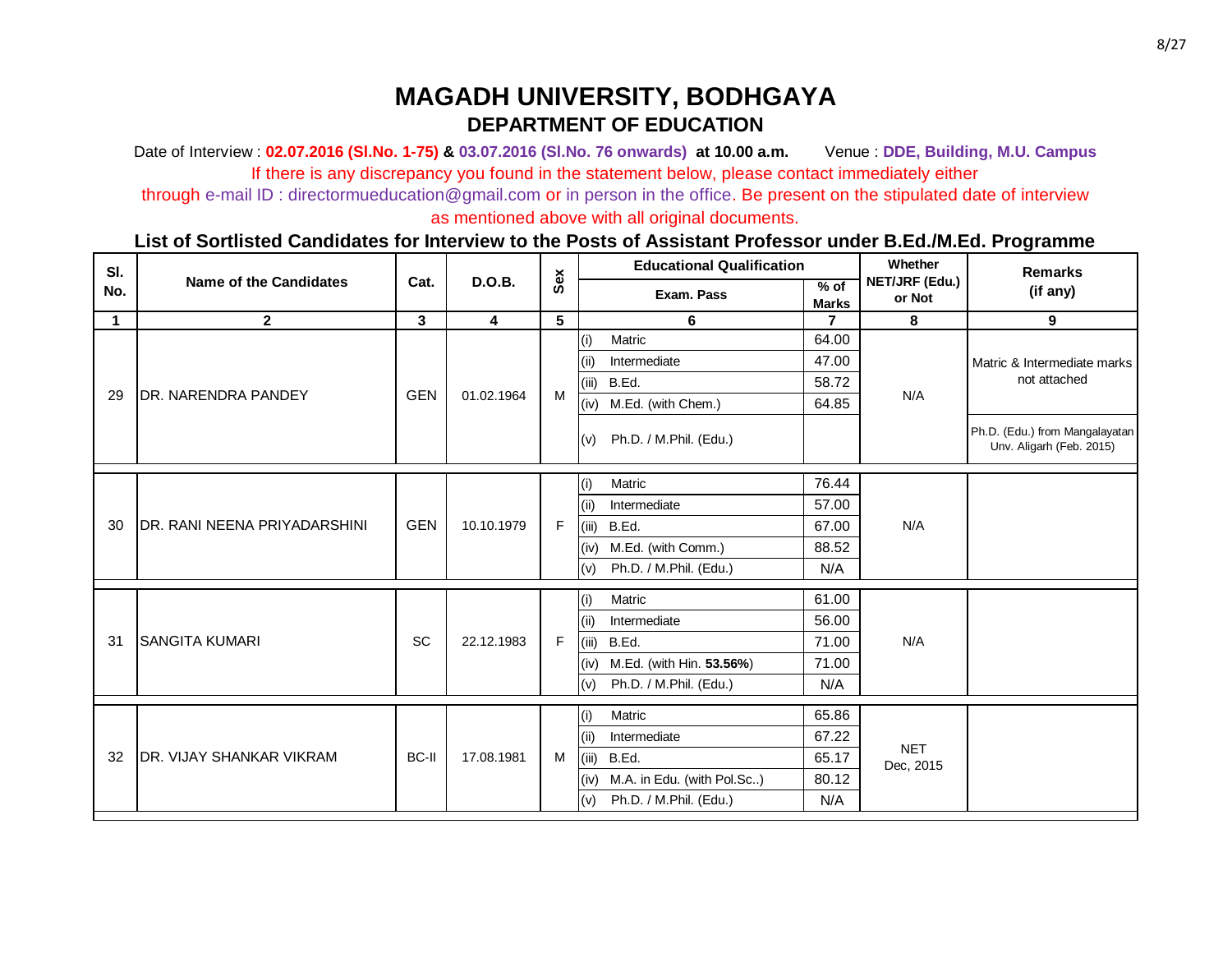# MAGADH UNIVERSITY, BODHGAYA

## DEPARTMENT OF EDUCATION

Date of Interview : **02.07.2016 (Sl.No. 1-75)** & **03.07.2016 (Sl.No. 76 onwards)** **at 10.00 a.m.** Venue : **DDE, Building, M.U. Campus**

If there is any discrepancy you found in the statement below, please contact immediately either through e-mail ID : directormueducation@gmail.com or in person in the office. Be present on the stipulated date of interview as mentioned above with all original documents.

### List of Sortlisted Candidates for Interview to the Posts of Assistant Professor under B.Ed./M.Ed. Programme

| Sl. No. | Name of the Candidates | Cat. | D.O.B. | Sex | Educational Qualification | | Whether NET/JRF (Edu.) or Not | Remarks (if any) |
|---|---|---|---|---|---|---|---|---|
| | | | | | Exam. Pass | % of Marks | | |
| 1 | 2 | 3 | 4 | 5 | 6 | 7 | 8 | 9 |
| 29 | DR. NARENDRA PANDEY | GEN | 01.02.1964 | M | (i) Matric | 64.00 | N/A | Matric & Intermediate marks not attached |
| | | | | | (ii) Intermediate | 47.00 | | |
| | | | | | (iii) B.Ed. | 58.72 | | |
| | | | | | (iv) M.Ed. (with Chem.) | 64.85 | | |
| | | | | | (v) Ph.D. / M.Phil. (Edu.) | | | Ph.D. (Edu.) from Mangalayatan Unv. Aligarh (Feb. 2015) |
| 30 | DR. RANI NEENA PRIYADARSHINI | GEN | 10.10.1979 | F | (i) Matric | 76.44 | N/A | |
| | | | | | (ii) Intermediate | 57.00 | | |
| | | | | | (iii) B.Ed. | 67.00 | | |
| | | | | | (iv) M.Ed. (with Comm.) | 88.52 | | |
| | | | | | (v) Ph.D. / M.Phil. (Edu.) | N/A | | |
| 31 | SANGITA KUMARI | SC | 22.12.1983 | F | (i) Matric | 61.00 | N/A | |
| | | | | | (ii) Intermediate | 56.00 | | |
| | | | | | (iii) B.Ed. | 71.00 | | |
| | | | | | (iv) M.Ed. (with Hin. **53.56%**) | 71.00 | | |
| | | | | | (v) Ph.D. / M.Phil. (Edu.) | N/A | | |
| 32 | DR. VIJAY SHANKAR VIKRAM | BC-II | 17.08.1981 | M | (i) Matric | 65.86 | NET Dec, 2015 | |
| | | | | | (ii) Intermediate | 67.22 | | |
| | | | | | (iii) B.Ed. | 65.17 | | |
| | | | | | (iv) M.A. in Edu. (with Pol.Sc..) | 80.12 | | |
| | | | | | (v) Ph.D. / M.Phil. (Edu.) | N/A | | |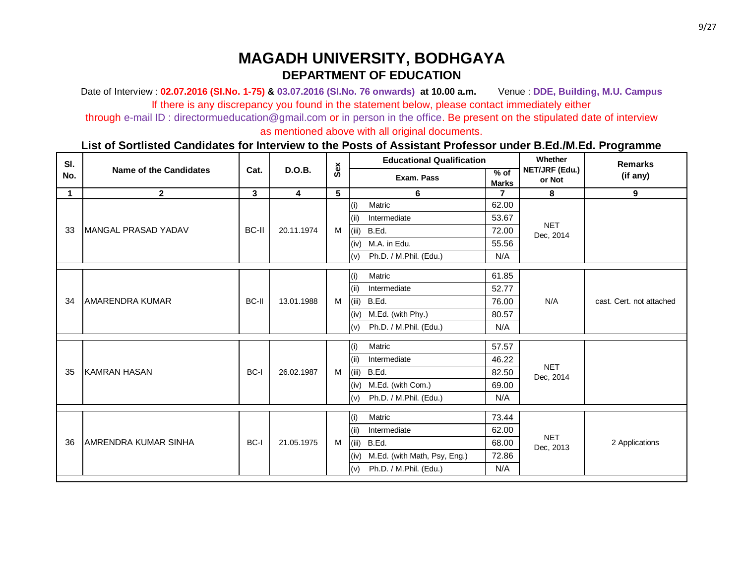# MAGADH UNIVERSITY, BODHGAYA

## DEPARTMENT OF EDUCATION

Date of Interview : **02.07.2016 (Sl.No. 1-75)** & **03.07.2016 (Sl.No. 76 onwards)** **at 10.00 a.m.** Venue : **DDE, Building, M.U. Campus**

If there is any discrepancy you found in the statement below, please contact immediately either through e-mail ID : directormueducation@gmail.com or in person in the office. Be present on the stipulated date of interview as mentioned above with all original documents.

### List of Sortlisted Candidates for Interview to the Posts of Assistant Professor under B.Ed./M.Ed. Programme

| Sl. No. | Name of the Candidates | Cat. | D.O.B. | Sex | Educational Qualification: Exam. Pass | % of Marks | Whether NET/JRF (Edu.) or Not | Remarks (if any) |
|---|---|---|---|---|---|---|---|---|
| 1 | 2 | 3 | 4 | 5 | 6 | 7 | 8 | 9 |
| 33 | MANGAL PRASAD YADAV | BC-II | 20.11.1974 | M | (i) Matric | 62.00 | NET Dec, 2014 | |
| | | | | | (ii) Intermediate | 53.67 | | |
| | | | | | (iii) B.Ed. | 72.00 | | |
| | | | | | (iv) M.A. in Edu. | 55.56 | | |
| | | | | | (v) Ph.D. / M.Phil. (Edu.) | N/A | | |
| 34 | AMARENDRA KUMAR | BC-II | 13.01.1988 | M | (i) Matric | 61.85 | N/A | cast. Cert. not attached |
| | | | | | (ii) Intermediate | 52.77 | | |
| | | | | | (iii) B.Ed. | 76.00 | | |
| | | | | | (iv) M.Ed. (with Phy.) | 80.57 | | |
| | | | | | (v) Ph.D. / M.Phil. (Edu.) | N/A | | |
| 35 | KAMRAN HASAN | BC-I | 26.02.1987 | M | (i) Matric | 57.57 | NET Dec, 2014 | |
| | | | | | (ii) Intermediate | 46.22 | | |
| | | | | | (iii) B.Ed. | 82.50 | | |
| | | | | | (iv) M.Ed. (with Com.) | 69.00 | | |
| | | | | | (v) Ph.D. / M.Phil. (Edu.) | N/A | | |
| 36 | AMRENDRA KUMAR SINHA | BC-I | 21.05.1975 | M | (i) Matric | 73.44 | NET Dec, 2013 | 2 Applications |
| | | | | | (ii) Intermediate | 62.00 | | |
| | | | | | (iii) B.Ed. | 68.00 | | |
| | | | | | (iv) M.Ed. (with Math, Psy, Eng.) | 72.86 | | |
| | | | | | (v) Ph.D. / M.Phil. (Edu.) | N/A | | |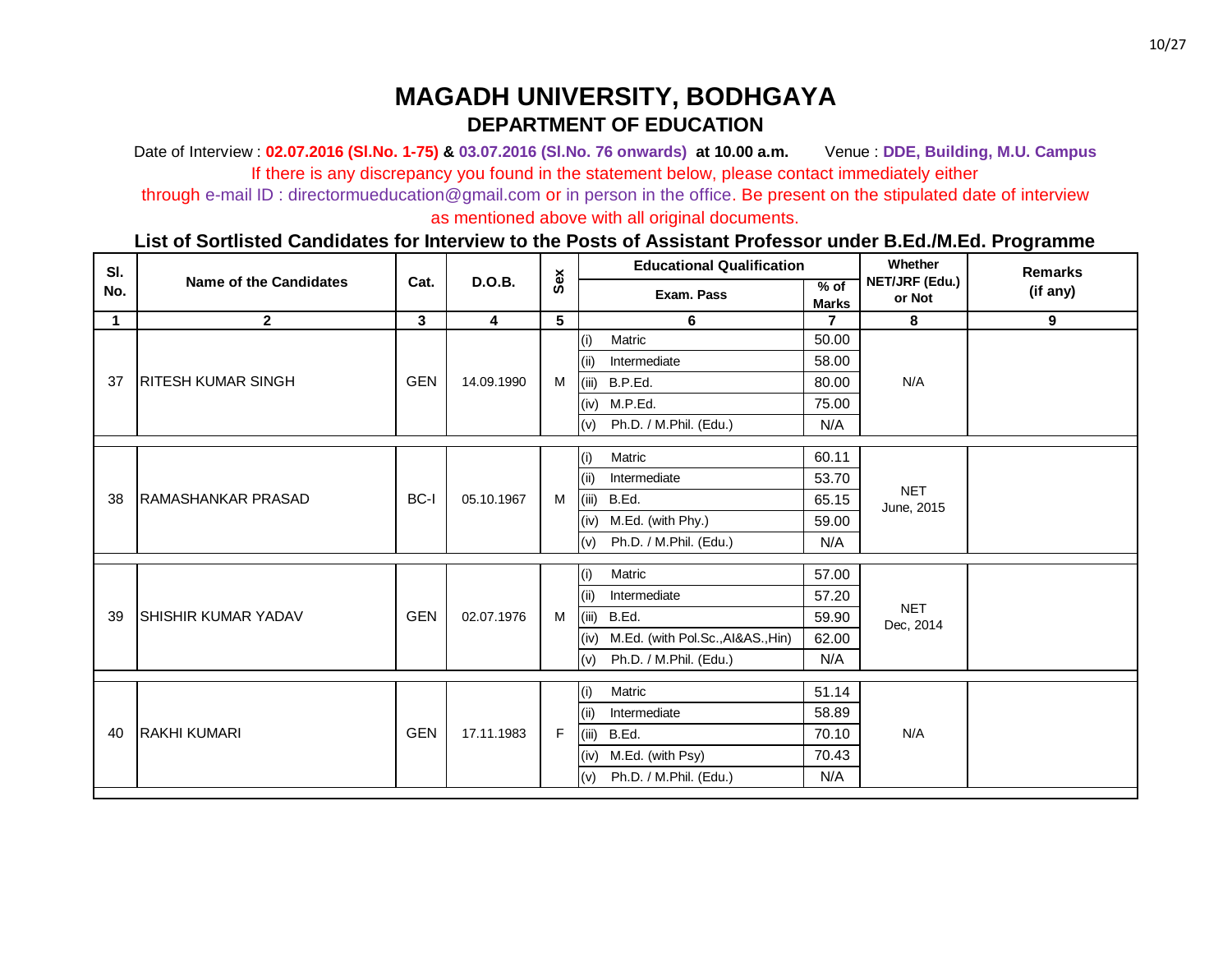# MAGADH UNIVERSITY, BODHGAYA

## DEPARTMENT OF EDUCATION

Date of Interview : **02.07.2016 (Sl.No. 1-75)** & **03.07.2016 (Sl.No. 76 onwards)** **at 10.00 a.m.** Venue : **DDE, Building, M.U. Campus**

If there is any discrepancy you found in the statement below, please contact immediately either through e-mail ID : directormueducation@gmail.com or in person in the office. Be present on the stipulated date of interview as mentioned above with all original documents.

### List of Sortlisted Candidates for Interview to the Posts of Assistant Professor under B.Ed./M.Ed. Programme

| Sl. No. | Name of the Candidates | Cat. | D.O.B. | Sex | Educational Qualification | | Whether NET/JRF (Edu.) or Not | Remarks (if any) |
|---|---|---|---|---|---|---|---|---|
| | | | | | Exam. Pass | % of Marks | | |
| 1 | 2 | 3 | 4 | 5 | 6 | 7 | 8 | 9 |
| 37 | RITESH KUMAR SINGH | GEN | 14.09.1990 | M | (i) Matric | 50.00 | N/A | |
| | | | | | (ii) Intermediate | 58.00 | | |
| | | | | | (iii) B.P.Ed. | 80.00 | | |
| | | | | | (iv) M.P.Ed. | 75.00 | | |
| | | | | | (v) Ph.D. / M.Phil. (Edu.) | N/A | | |
| 38 | RAMASHANKAR PRASAD | BC-I | 05.10.1967 | M | (i) Matric | 60.11 | NET June, 2015 | |
| | | | | | (ii) Intermediate | 53.70 | | |
| | | | | | (iii) B.Ed. | 65.15 | | |
| | | | | | (iv) M.Ed. (with Phy.) | 59.00 | | |
| | | | | | (v) Ph.D. / M.Phil. (Edu.) | N/A | | |
| 39 | SHISHIR KUMAR YADAV | GEN | 02.07.1976 | M | (i) Matric | 57.00 | NET Dec, 2014 | |
| | | | | | (ii) Intermediate | 57.20 | | |
| | | | | | (iii) B.Ed. | 59.90 | | |
| | | | | | (iv) M.Ed. (with Pol.Sc.,AI&AS.,Hin) | 62.00 | | |
| | | | | | (v) Ph.D. / M.Phil. (Edu.) | N/A | | |
| 40 | RAKHI KUMARI | GEN | 17.11.1983 | F | (i) Matric | 51.14 | N/A | |
| | | | | | (ii) Intermediate | 58.89 | | |
| | | | | | (iii) B.Ed. | 70.10 | | |
| | | | | | (iv) M.Ed. (with Psy) | 70.43 | | |
| | | | | | (v) Ph.D. / M.Phil. (Edu.) | N/A | | |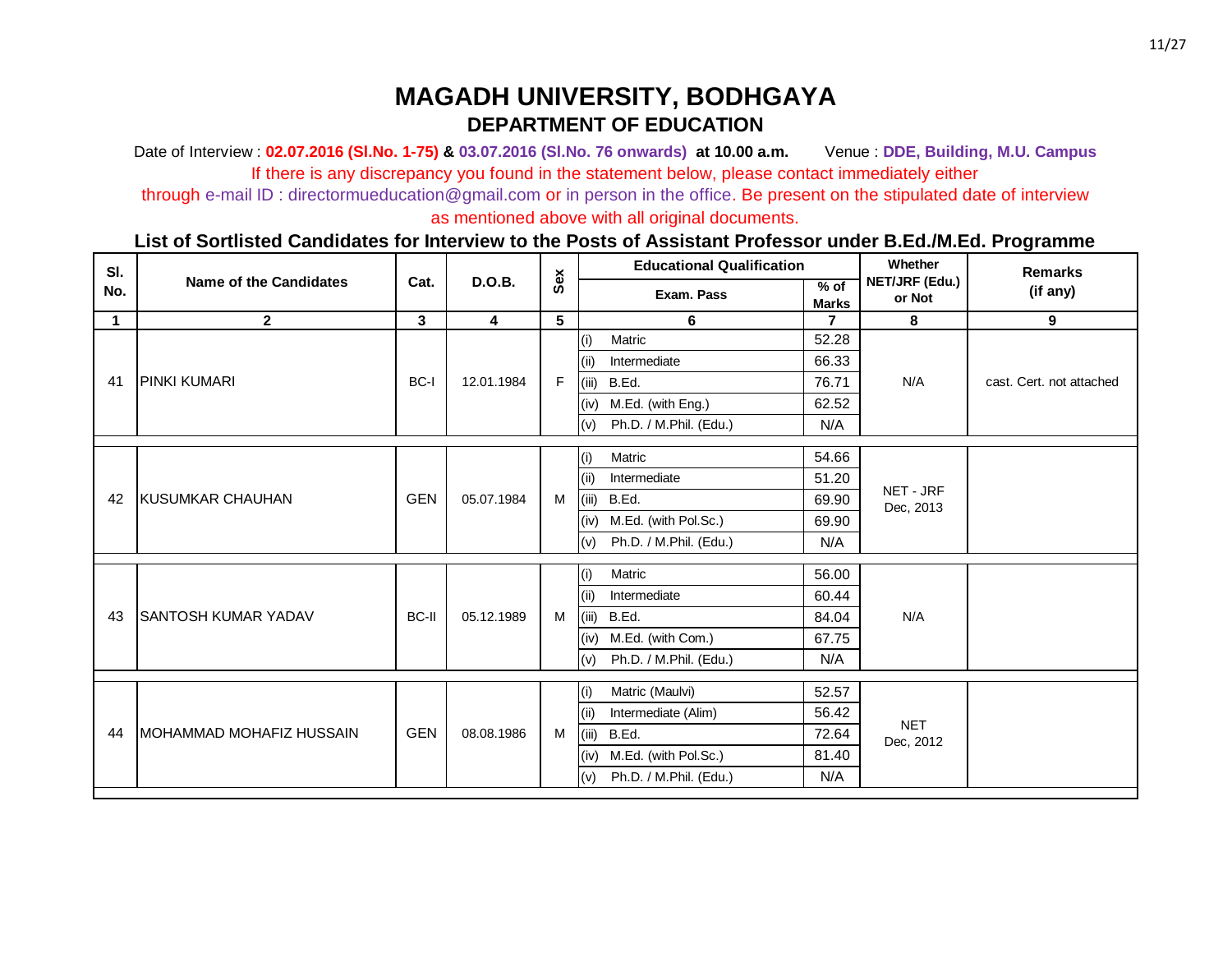# MAGADH UNIVERSITY, BODHGAYA

## DEPARTMENT OF EDUCATION

Date of Interview : **02.07.2016 (Sl.No. 1-75)** & **03.07.2016 (Sl.No. 76 onwards)** **at 10.00 a.m.** Venue : **DDE, Building, M.U. Campus**

If there is any discrepancy you found in the statement below, please contact immediately either through e-mail ID : directormueducation@gmail.com or in person in the office. Be present on the stipulated date of interview as mentioned above with all original documents.

### List of Sortlisted Candidates for Interview to the Posts of Assistant Professor under B.Ed./M.Ed. Programme

| Sl. No. | Name of the Candidates | Cat. | D.O.B. | Sex | Educational Qualification | | Whether NET/JRF (Edu.) or Not | Remarks (if any) |
|---|---|---|---|---|---|---|---|---|
| | | | | | Exam. Pass | % of Marks | | |
| 1 | 2 | 3 | 4 | 5 | 6 | 7 | 8 | 9 |
| 41 | PINKI KUMARI | BC-I | 12.01.1984 | F | (i) Matric | 52.28 | N/A | cast. Cert. not attached |
| | | | | | (ii) Intermediate | 66.33 | | |
| | | | | | (iii) B.Ed. | 76.71 | | |
| | | | | | (iv) M.Ed. (with Eng.) | 62.52 | | |
| | | | | | (v) Ph.D. / M.Phil. (Edu.) | N/A | | |
| 42 | KUSUMKAR CHAUHAN | GEN | 05.07.1984 | M | (i) Matric | 54.66 | NET - JRF Dec, 2013 | |
| | | | | | (ii) Intermediate | 51.20 | | |
| | | | | | (iii) B.Ed. | 69.90 | | |
| | | | | | (iv) M.Ed. (with Pol.Sc.) | 69.90 | | |
| | | | | | (v) Ph.D. / M.Phil. (Edu.) | N/A | | |
| 43 | SANTOSH KUMAR YADAV | BC-II | 05.12.1989 | M | (i) Matric | 56.00 | N/A | |
| | | | | | (ii) Intermediate | 60.44 | | |
| | | | | | (iii) B.Ed. | 84.04 | | |
| | | | | | (iv) M.Ed. (with Com.) | 67.75 | | |
| | | | | | (v) Ph.D. / M.Phil. (Edu.) | N/A | | |
| 44 | MOHAMMAD MOHAFIZ HUSSAIN | GEN | 08.08.1986 | M | (i) Matric (Maulvi) | 52.57 | NET Dec, 2012 | |
| | | | | | (ii) Intermediate (Alim) | 56.42 | | |
| | | | | | (iii) B.Ed. | 72.64 | | |
| | | | | | (iv) M.Ed. (with Pol.Sc.) | 81.40 | | |
| | | | | | (v) Ph.D. / M.Phil. (Edu.) | N/A | | |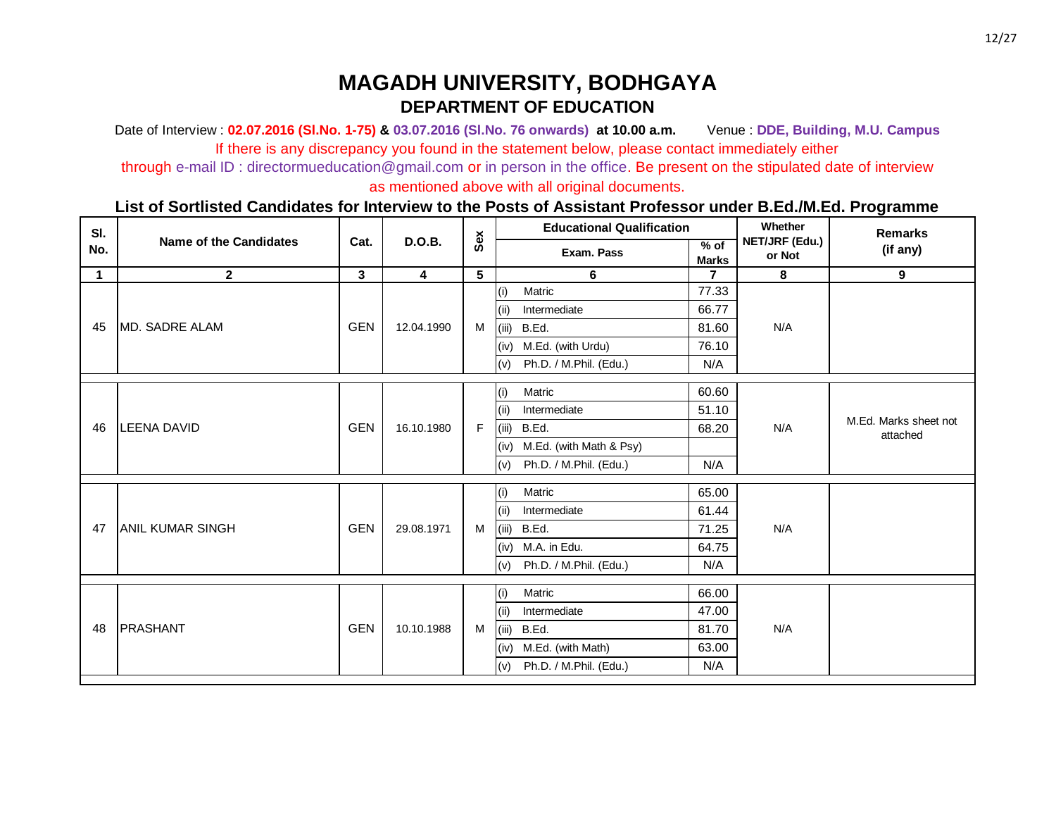# MAGADH UNIVERSITY, BODHGAYA

## DEPARTMENT OF EDUCATION

Date of Interview : **02.07.2016 (Sl.No. 1-75)** & **03.07.2016 (Sl.No. 76 onwards)** **at 10.00 a.m.** Venue : **DDE, Building, M.U. Campus**

If there is any discrepancy you found in the statement below, please contact immediately either through e-mail ID : directormueducation@gmail.com or in person in the office. Be present on the stipulated date of interview as mentioned above with all original documents.

### List of Sortlisted Candidates for Interview to the Posts of Assistant Professor under B.Ed./M.Ed. Programme

| Sl. No. | Name of the Candidates | Cat. | D.O.B. | Sex | Educational Qualification | | Whether NET/JRF (Edu.) or Not | Remarks (if any) |
|---|---|---|---|---|---|---|---|---|
| | | | | | Exam. Pass | % of Marks | | |
| 1 | 2 | 3 | 4 | 5 | 6 | 7 | 8 | 9 |
| 45 | MD. SADRE ALAM | GEN | 12.04.1990 | M | (i) Matric | 77.33 | N/A | |
| | | | | | (ii) Intermediate | 66.77 | | |
| | | | | | (iii) B.Ed. | 81.60 | | |
| | | | | | (iv) M.Ed. (with Urdu) | 76.10 | | |
| | | | | | (v) Ph.D. / M.Phil. (Edu.) | N/A | | |
| 46 | LEENA DAVID | GEN | 16.10.1980 | F | (i) Matric | 60.60 | N/A | M.Ed. Marks sheet not attached |
| | | | | | (ii) Intermediate | 51.10 | | |
| | | | | | (iii) B.Ed. | 68.20 | | |
| | | | | | (iv) M.Ed. (with Math & Psy) | | | |
| | | | | | (v) Ph.D. / M.Phil. (Edu.) | N/A | | |
| 47 | ANIL KUMAR SINGH | GEN | 29.08.1971 | M | (i) Matric | 65.00 | N/A | |
| | | | | | (ii) Intermediate | 61.44 | | |
| | | | | | (iii) B.Ed. | 71.25 | | |
| | | | | | (iv) M.A. in Edu. | 64.75 | | |
| | | | | | (v) Ph.D. / M.Phil. (Edu.) | N/A | | |
| 48 | PRASHANT | GEN | 10.10.1988 | M | (i) Matric | 66.00 | N/A | |
| | | | | | (ii) Intermediate | 47.00 | | |
| | | | | | (iii) B.Ed. | 81.70 | | |
| | | | | | (iv) M.Ed. (with Math) | 63.00 | | |
| | | | | | (v) Ph.D. / M.Phil. (Edu.) | N/A | | |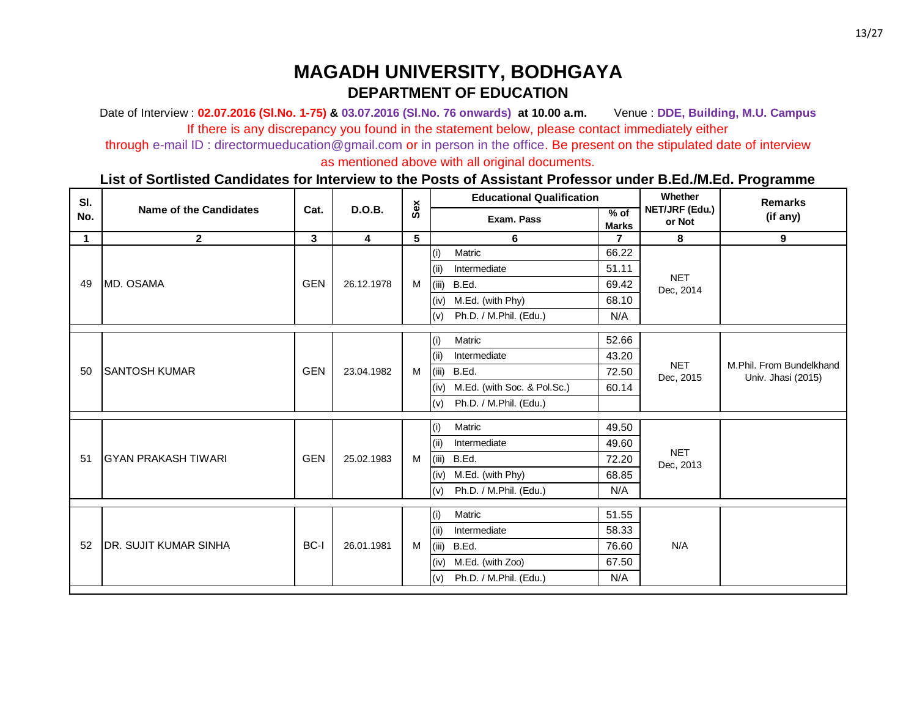# MAGADH UNIVERSITY, BODHGAYA

## DEPARTMENT OF EDUCATION

Date of Interview : **02.07.2016 (Sl.No. 1-75)** **&** **03.07.2016 (Sl.No. 76 onwards)** **at 10.00 a.m.** Venue : **DDE, Building, M.U. Campus**

If there is any discrepancy you found in the statement below, please contact immediately either through e-mail ID : directormueducation@gmail.com or in person in the office. Be present on the stipulated date of interview as mentioned above with all original documents.

**List of Sortlisted Candidates for Interview to the Posts of Assistant Professor under B.Ed./M.Ed. Programme**

| Sl. No. | Name of the Candidates | Cat. | D.O.B. | Sex | Educational Qualification: Exam. Pass | % of Marks | Whether NET/JRF (Edu.) or Not | Remarks (if any) |
|---|---|---|---|---|---|---|---|---|
| 1 | 2 | 3 | 4 | 5 | 6 | 7 | 8 | 9 |
| 49 | MD. OSAMA | GEN | 26.12.1978 | M | (i) Matric | 66.22 | NET Dec, 2014 | |
| | | | | | (ii) Intermediate | 51.11 | | |
| | | | | | (iii) B.Ed. | 69.42 | | |
| | | | | | (iv) M.Ed. (with Phy) | 68.10 | | |
| | | | | | (v) Ph.D. / M.Phil. (Edu.) | N/A | | |
| 50 | SANTOSH KUMAR | GEN | 23.04.1982 | M | (i) Matric | 52.66 | NET Dec, 2015 | M.Phil. From Bundelkhand Univ. Jhasi (2015) |
| | | | | | (ii) Intermediate | 43.20 | | |
| | | | | | (iii) B.Ed. | 72.50 | | |
| | | | | | (iv) M.Ed. (with Soc. & Pol.Sc.) | 60.14 | | |
| | | | | | (v) Ph.D. / M.Phil. (Edu.) | | | |
| 51 | GYAN PRAKASH TIWARI | GEN | 25.02.1983 | M | (i) Matric | 49.50 | NET Dec, 2013 | |
| | | | | | (ii) Intermediate | 49.60 | | |
| | | | | | (iii) B.Ed. | 72.20 | | |
| | | | | | (iv) M.Ed. (with Phy) | 68.85 | | |
| | | | | | (v) Ph.D. / M.Phil. (Edu.) | N/A | | |
| 52 | DR. SUJIT KUMAR SINHA | BC-I | 26.01.1981 | M | (i) Matric | 51.55 | N/A | |
| | | | | | (ii) Intermediate | 58.33 | | |
| | | | | | (iii) B.Ed. | 76.60 | | |
| | | | | | (iv) M.Ed. (with Zoo) | 67.50 | | |
| | | | | | (v) Ph.D. / M.Phil. (Edu.) | N/A | | |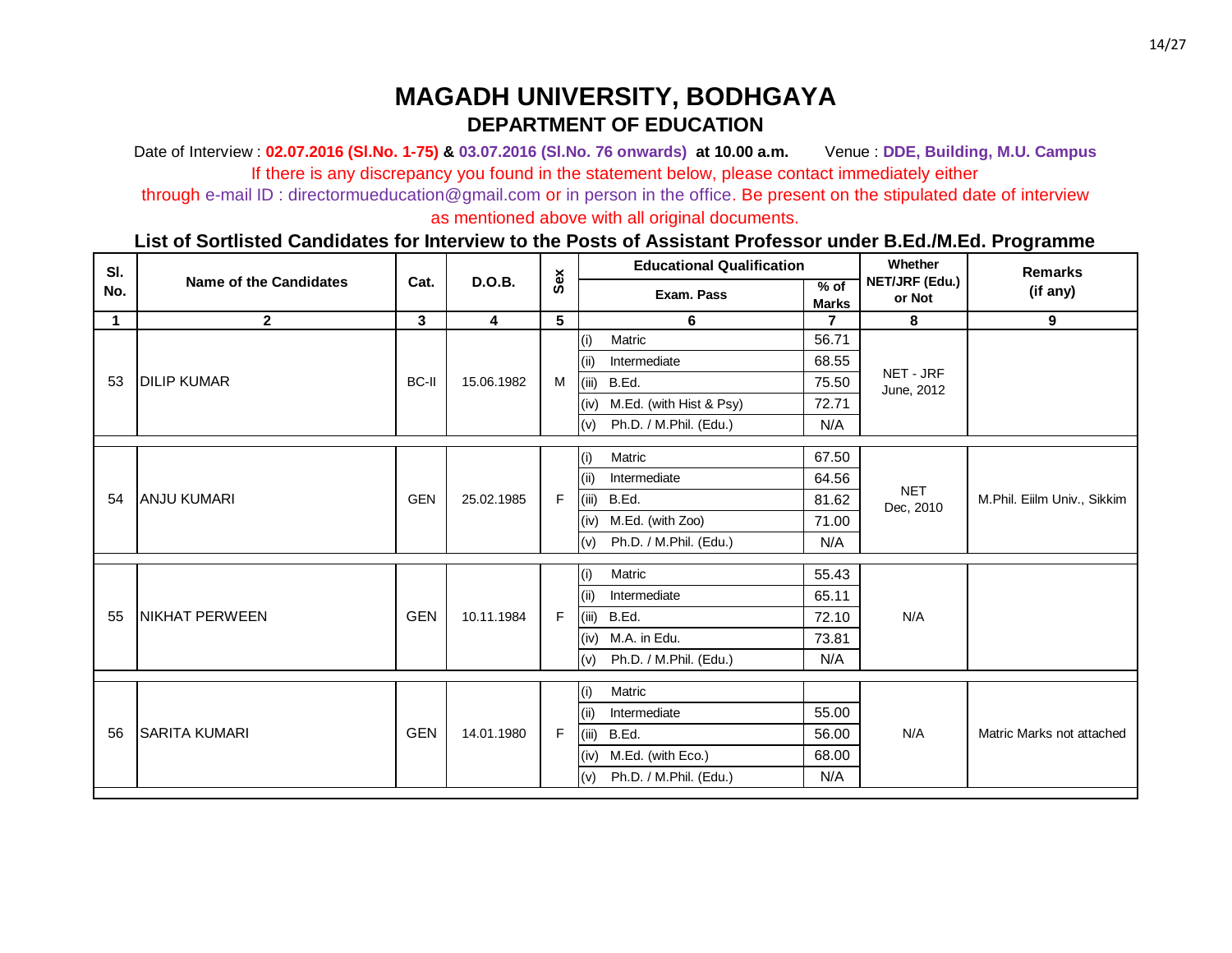# MAGADH UNIVERSITY, BODHGAYA

## DEPARTMENT OF EDUCATION

Date of Interview : **02.07.2016 (Sl.No. 1-75)** & **03.07.2016 (Sl.No. 76 onwards)** **at 10.00 a.m.** Venue : **DDE, Building, M.U. Campus**

If there is any discrepancy you found in the statement below, please contact immediately either through e-mail ID : directormueducation@gmail.com or in person in the office. Be present on the stipulated date of interview as mentioned above with all original documents.

### List of Sortlisted Candidates for Interview to the Posts of Assistant Professor under B.Ed./M.Ed. Programme

| Sl. No. | Name of the Candidates | Cat. | D.O.B. | Sex | Educational Qualification: Exam. Pass | % of Marks | Whether NET/JRF (Edu.) or Not | Remarks (if any) |
|---|---|---|---|---|---|---|---|---|
| 1 | 2 | 3 | 4 | 5 | 6 | 7 | 8 | 9 |
| 53 | DILIP KUMAR | BC-II | 15.06.1982 | M | (i) Matric | 56.71 | NET - JRF June, 2012 | |
| | | | | | (ii) Intermediate | 68.55 | | |
| | | | | | (iii) B.Ed. | 75.50 | | |
| | | | | | (iv) M.Ed. (with Hist & Psy) | 72.71 | | |
| | | | | | (v) Ph.D. / M.Phil. (Edu.) | N/A | | |
| 54 | ANJU KUMARI | GEN | 25.02.1985 | F | (i) Matric | 67.50 | NET Dec, 2010 | M.Phil. Eiilm Univ., Sikkim |
| | | | | | (ii) Intermediate | 64.56 | | |
| | | | | | (iii) B.Ed. | 81.62 | | |
| | | | | | (iv) M.Ed. (with Zoo) | 71.00 | | |
| | | | | | (v) Ph.D. / M.Phil. (Edu.) | N/A | | |
| 55 | NIKHAT PERWEEN | GEN | 10.11.1984 | F | (i) Matric | 55.43 | N/A | |
| | | | | | (ii) Intermediate | 65.11 | | |
| | | | | | (iii) B.Ed. | 72.10 | | |
| | | | | | (iv) M.A. in Edu. | 73.81 | | |
| | | | | | (v) Ph.D. / M.Phil. (Edu.) | N/A | | |
| 56 | SARITA KUMARI | GEN | 14.01.1980 | F | (i) Matric | | N/A | Matric Marks not attached |
| | | | | | (ii) Intermediate | 55.00 | | |
| | | | | | (iii) B.Ed. | 56.00 | | |
| | | | | | (iv) M.Ed. (with Eco.) | 68.00 | | |
| | | | | | (v) Ph.D. / M.Phil. (Edu.) | N/A | | |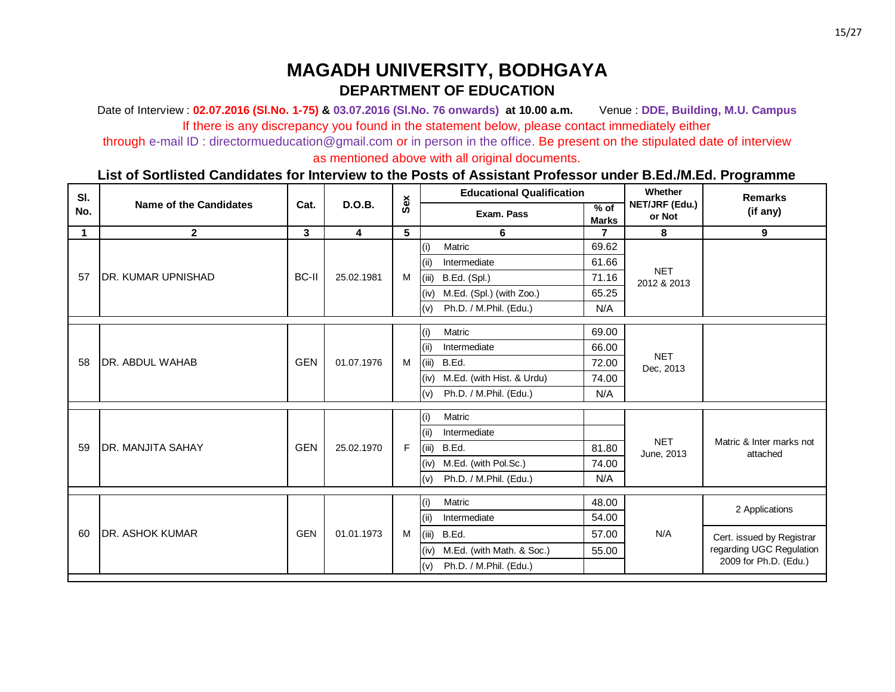# MAGADH UNIVERSITY, BODHGAYA

## DEPARTMENT OF EDUCATION

Date of Interview : **02.07.2016 (Sl.No. 1-75)** & **03.07.2016 (Sl.No. 76 onwards)** **at 10.00 a.m.** Venue : **DDE, Building, M.U. Campus**

If there is any discrepancy you found in the statement below, please contact immediately either through e-mail ID : directormueducation@gmail.com or in person in the office. Be present on the stipulated date of interview as mentioned above with all original documents.

### List of Sortlisted Candidates for Interview to the Posts of Assistant Professor under B.Ed./M.Ed. Programme

| Sl. No. | Name of the Candidates | Cat. | D.O.B. | Sex | Educational Qualification: Exam. Pass | % of Marks | Whether NET/JRF (Edu.) or Not | Remarks (if any) |
|---|---|---|---|---|---|---|---|---|
| 1 | 2 | 3 | 4 | 5 | 6 | 7 | 8 | 9 |
| 57 | DR. KUMAR UPNISHAD | BC-II | 25.02.1981 | M | (i) Matric | 69.62 | NET 2012 & 2013 | |
| | | | | | (ii) Intermediate | 61.66 | | |
| | | | | | (iii) B.Ed. (Spl.) | 71.16 | | |
| | | | | | (iv) M.Ed. (Spl.) (with Zoo.) | 65.25 | | |
| | | | | | (v) Ph.D. / M.Phil. (Edu.) | N/A | | |
| 58 | DR. ABDUL WAHAB | GEN | 01.07.1976 | M | (i) Matric | 69.00 | NET Dec, 2013 | |
| | | | | | (ii) Intermediate | 66.00 | | |
| | | | | | (iii) B.Ed. | 72.00 | | |
| | | | | | (iv) M.Ed. (with Hist. & Urdu) | 74.00 | | |
| | | | | | (v) Ph.D. / M.Phil. (Edu.) | N/A | | |
| 59 | DR. MANJITA SAHAY | GEN | 25.02.1970 | F | (i) Matric | | NET June, 2013 | Matric & Inter marks not attached |
| | | | | | (ii) Intermediate | | | |
| | | | | | (iii) B.Ed. | 81.80 | | |
| | | | | | (iv) M.Ed. (with Pol.Sc.) | 74.00 | | |
| | | | | | (v) Ph.D. / M.Phil. (Edu.) | N/A | | |
| 60 | DR. ASHOK KUMAR | GEN | 01.01.1973 | M | (i) Matric | 48.00 | N/A | 2 Applications |
| | | | | | (ii) Intermediate | 54.00 | | |
| | | | | | (iii) B.Ed. | 57.00 | | Cert. issued by Registrar regarding UGC Regulation 2009 for Ph.D. (Edu.) |
| | | | | | (iv) M.Ed. (with Math. & Soc.) | 55.00 | | |
| | | | | | (v) Ph.D. / M.Phil. (Edu.) | | | |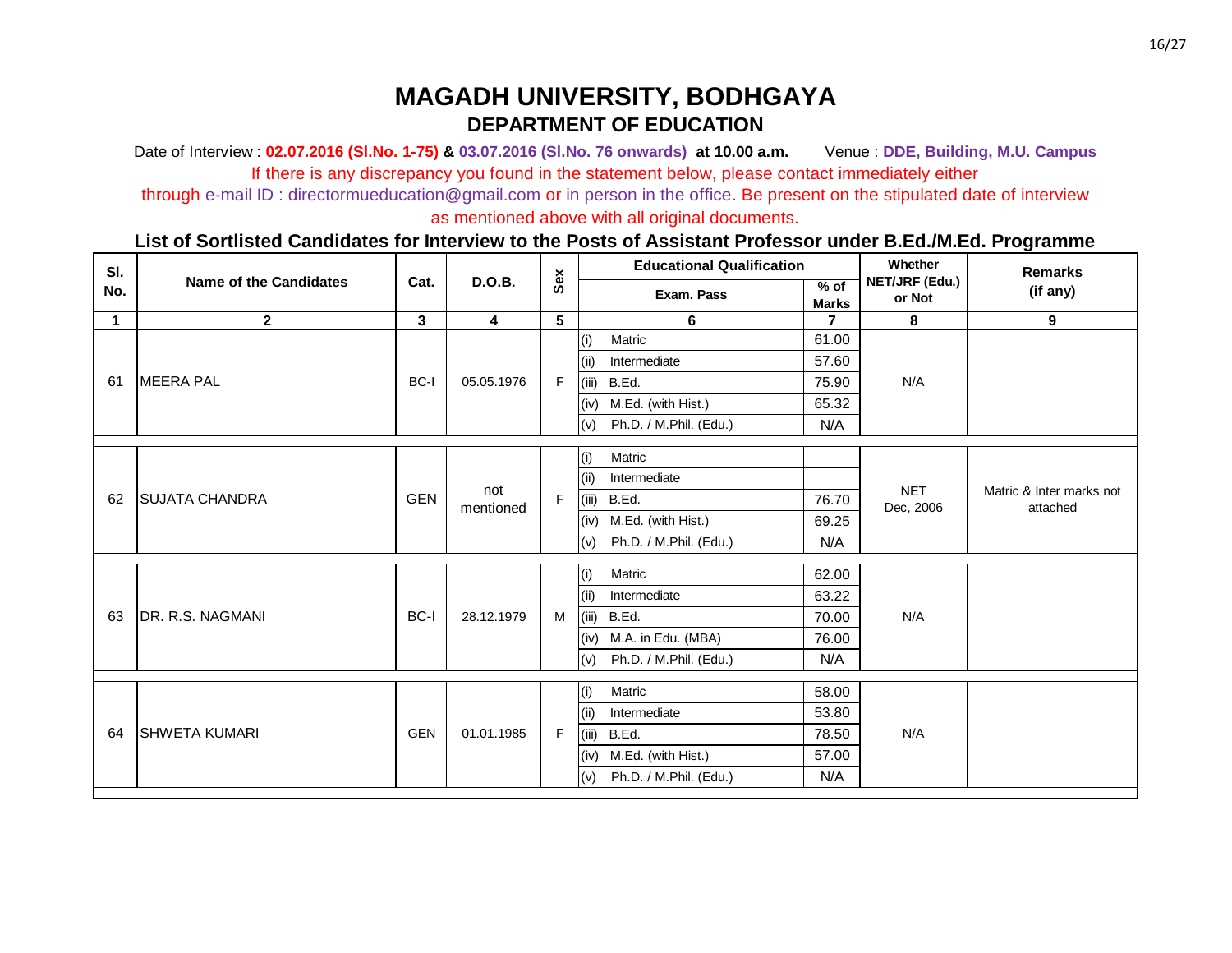# MAGADH UNIVERSITY, BODHGAYA

## DEPARTMENT OF EDUCATION

Date of Interview : **02.07.2016 (Sl.No. 1-75)** & **03.07.2016 (Sl.No. 76 onwards)** **at 10.00 a.m.** Venue : **DDE, Building, M.U. Campus**

If there is any discrepancy you found in the statement below, please contact immediately either through e-mail ID : directormueducation@gmail.com or in person in the office. Be present on the stipulated date of interview as mentioned above with all original documents.

### List of Sortlisted Candidates for Interview to the Posts of Assistant Professor under B.Ed./M.Ed. Programme

| Sl. No. | Name of the Candidates | Cat. | D.O.B. | Sex | Educational Qualification: Exam. Pass | % of Marks | Whether NET/JRF (Edu.) or Not | Remarks (if any) |
|---|---|---|---|---|---|---|---|---|
| 1 | 2 | 3 | 4 | 5 | 6 | 7 | 8 | 9 |
| 61 | MEERA PAL | BC-I | 05.05.1976 | F | (i) Matric | 61.00 | N/A | |
| | | | | | (ii) Intermediate | 57.60 | | |
| | | | | | (iii) B.Ed. | 75.90 | | |
| | | | | | (iv) M.Ed. (with Hist.) | 65.32 | | |
| | | | | | (v) Ph.D. / M.Phil. (Edu.) | N/A | | |
| 62 | SUJATA CHANDRA | GEN | not mentioned | F | (i) Matric | | NET Dec, 2006 | Matric & Inter marks not attached |
| | | | | | (ii) Intermediate | | | |
| | | | | | (iii) B.Ed. | 76.70 | | |
| | | | | | (iv) M.Ed. (with Hist.) | 69.25 | | |
| | | | | | (v) Ph.D. / M.Phil. (Edu.) | N/A | | |
| 63 | DR. R.S. NAGMANI | BC-I | 28.12.1979 | M | (i) Matric | 62.00 | N/A | |
| | | | | | (ii) Intermediate | 63.22 | | |
| | | | | | (iii) B.Ed. | 70.00 | | |
| | | | | | (iv) M.A. in Edu. (MBA) | 76.00 | | |
| | | | | | (v) Ph.D. / M.Phil. (Edu.) | N/A | | |
| 64 | SHWETA KUMARI | GEN | 01.01.1985 | F | (i) Matric | 58.00 | N/A | |
| | | | | | (ii) Intermediate | 53.80 | | |
| | | | | | (iii) B.Ed. | 78.50 | | |
| | | | | | (iv) M.Ed. (with Hist.) | 57.00 | | |
| | | | | | (v) Ph.D. / M.Phil. (Edu.) | N/A | | |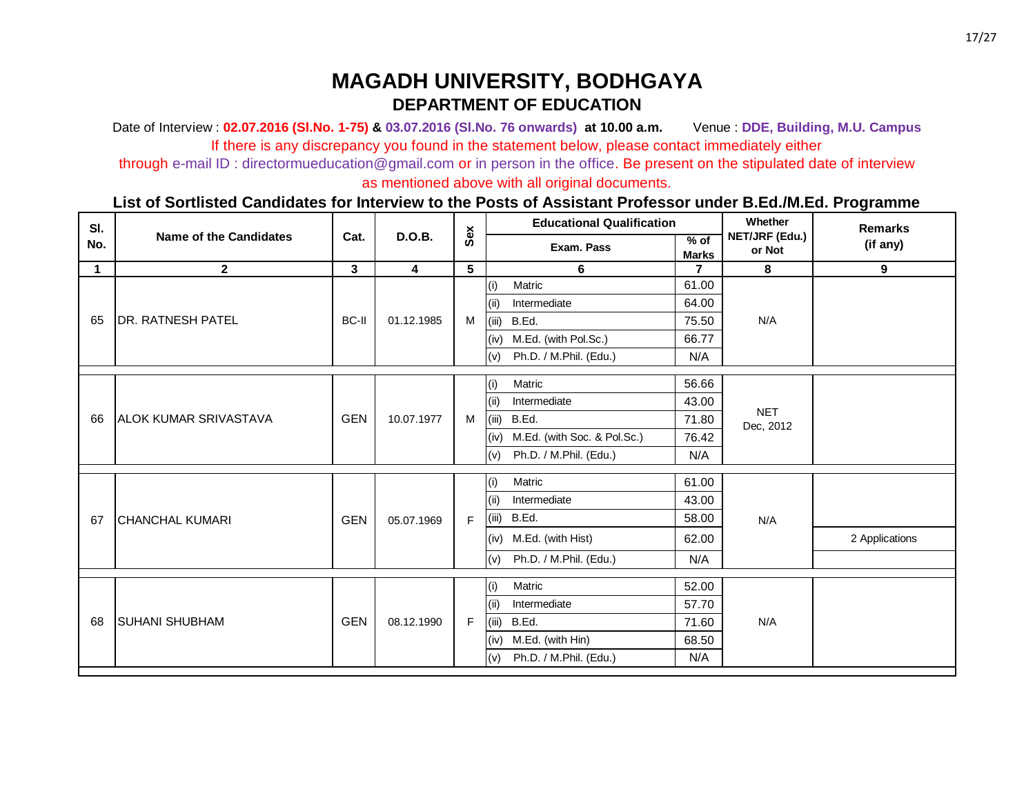# MAGADH UNIVERSITY, BODHGAYA

## DEPARTMENT OF EDUCATION

Date of Interview : **02.07.2016 (Sl.No. 1-75)** & **03.07.2016 (Sl.No. 76 onwards)** **at 10.00 a.m.** Venue : **DDE, Building, M.U. Campus**

If there is any discrepancy you found in the statement below, please contact immediately either through e-mail ID : directormueducation@gmail.com or in person in the office. Be present on the stipulated date of interview as mentioned above with all original documents.

### List of Sortlisted Candidates for Interview to the Posts of Assistant Professor under B.Ed./M.Ed. Programme

| Sl. No. | Name of the Candidates | Cat. | D.O.B. | Sex | Educational Qualification: Exam. Pass | % of Marks | Whether NET/JRF (Edu.) or Not | Remarks (if any) |
|---|---|---|---|---|---|---|---|---|
| 1 | 2 | 3 | 4 | 5 | 6 | 7 | 8 | 9 |
| 65 | DR. RATNESH PATEL | BC-II | 01.12.1985 | M | (i) Matric | 61.00 | N/A | |
| | | | | | (ii) Intermediate | 64.00 | | |
| | | | | | (iii) B.Ed. | 75.50 | | |
| | | | | | (iv) M.Ed. (with Pol.Sc.) | 66.77 | | |
| | | | | | (v) Ph.D. / M.Phil. (Edu.) | N/A | | |
| 66 | ALOK KUMAR SRIVASTAVA | GEN | 10.07.1977 | M | (i) Matric | 56.66 | NET Dec, 2012 | |
| | | | | | (ii) Intermediate | 43.00 | | |
| | | | | | (iii) B.Ed. | 71.80 | | |
| | | | | | (iv) M.Ed. (with Soc. & Pol.Sc.) | 76.42 | | |
| | | | | | (v) Ph.D. / M.Phil. (Edu.) | N/A | | |
| 67 | CHANCHAL KUMARI | GEN | 05.07.1969 | F | (i) Matric | 61.00 | N/A | |
| | | | | | (ii) Intermediate | 43.00 | | |
| | | | | | (iii) B.Ed. | 58.00 | | |
| | | | | | (iv) M.Ed. (with Hist) | 62.00 | | 2 Applications |
| | | | | | (v) Ph.D. / M.Phil. (Edu.) | N/A | | |
| 68 | SUHANI SHUBHAM | GEN | 08.12.1990 | F | (i) Matric | 52.00 | N/A | |
| | | | | | (ii) Intermediate | 57.70 | | |
| | | | | | (iii) B.Ed. | 71.60 | | |
| | | | | | (iv) M.Ed. (with Hin) | 68.50 | | |
| | | | | | (v) Ph.D. / M.Phil. (Edu.) | N/A | | |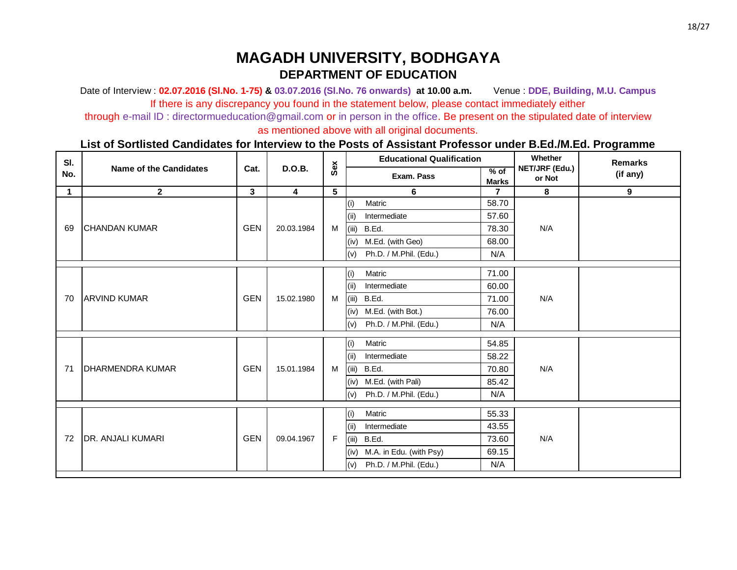# MAGADH UNIVERSITY, BODHGAYA

## DEPARTMENT OF EDUCATION

Date of Interview : **02.07.2016 (Sl.No. 1-75) & 03.07.2016 (Sl.No. 76 onwards) at 10.00 a.m.** Venue : **DDE, Building, M.U. Campus**

If there is any discrepancy you found in the statement below, please contact immediately either through e-mail ID : directormueducation@gmail.com or in person in the office. Be present on the stipulated date of interview as mentioned above with all original documents.

**List of Sortlisted Candidates for Interview to the Posts of Assistant Professor under B.Ed./M.Ed. Programme**

| Sl. No. | Name of the Candidates | Cat. | D.O.B. | Sex | Educational Qualification | | Whether NET/JRF (Edu.) or Not | Remarks (if any) |
|---|---|---|---|---|---|---|---|---|
| | | | | | Exam. Pass | % of Marks | | |
| 1 | 2 | 3 | 4 | 5 | 6 | 7 | 8 | 9 |
| 69 | CHANDAN KUMAR | GEN | 20.03.1984 | M | (i) Matric | 58.70 | N/A | |
| | | | | | (ii) Intermediate | 57.60 | | |
| | | | | | (iii) B.Ed. | 78.30 | | |
| | | | | | (iv) M.Ed. (with Geo) | 68.00 | | |
| | | | | | (v) Ph.D. / M.Phil. (Edu.) | N/A | | |
| 70 | ARVIND KUMAR | GEN | 15.02.1980 | M | (i) Matric | 71.00 | N/A | |
| | | | | | (ii) Intermediate | 60.00 | | |
| | | | | | (iii) B.Ed. | 71.00 | | |
| | | | | | (iv) M.Ed. (with Bot.) | 76.00 | | |
| | | | | | (v) Ph.D. / M.Phil. (Edu.) | N/A | | |
| 71 | DHARMENDRA KUMAR | GEN | 15.01.1984 | M | (i) Matric | 54.85 | N/A | |
| | | | | | (ii) Intermediate | 58.22 | | |
| | | | | | (iii) B.Ed. | 70.80 | | |
| | | | | | (iv) M.Ed. (with Pali) | 85.42 | | |
| | | | | | (v) Ph.D. / M.Phil. (Edu.) | N/A | | |
| 72 | DR. ANJALI KUMARI | GEN | 09.04.1967 | F | (i) Matric | 55.33 | N/A | |
| | | | | | (ii) Intermediate | 43.55 | | |
| | | | | | (iii) B.Ed. | 73.60 | | |
| | | | | | (iv) M.A. in Edu. (with Psy) | 69.15 | | |
| | | | | | (v) Ph.D. / M.Phil. (Edu.) | N/A | | |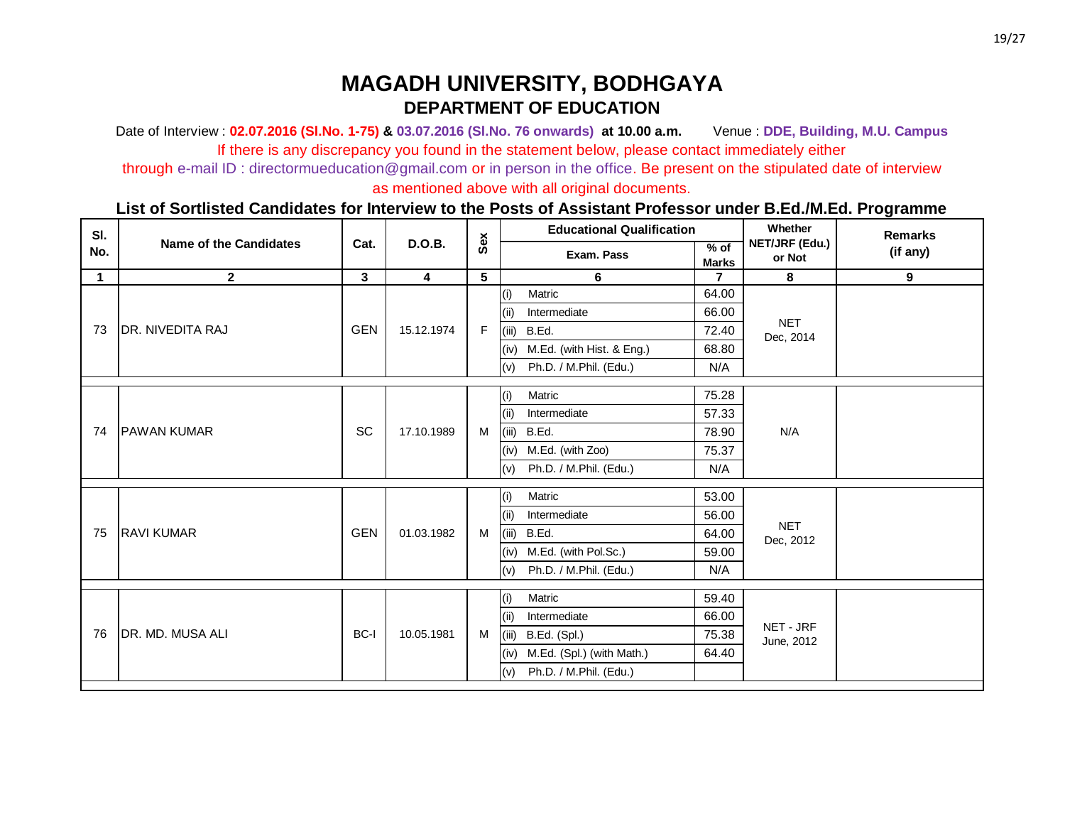# MAGADH UNIVERSITY, BODHGAYA

## DEPARTMENT OF EDUCATION

Date of Interview : **02.07.2016 (Sl.No. 1-75)** & **03.07.2016 (Sl.No. 76 onwards)** **at 10.00 a.m.** Venue : **DDE, Building, M.U. Campus**

If there is any discrepancy you found in the statement below, please contact immediately either through e-mail ID : directormueducation@gmail.com or in person in the office. Be present on the stipulated date of interview as mentioned above with all original documents.

**List of Sortlisted Candidates for Interview to the Posts of Assistant Professor under B.Ed./M.Ed. Programme**

| Sl. No. | Name of the Candidates | Cat. | D.O.B. | Sex | Educational Qualification | | Whether NET/JRF (Edu.) or Not | Remarks (if any) |
|---|---|---|---|---|---|---|---|---|
| | | | | | Exam. Pass | % of Marks | | |
| 1 | 2 | 3 | 4 | 5 | 6 | 7 | 8 | 9 |
| 73 | DR. NIVEDITA RAJ | GEN | 15.12.1974 | F | (i) Matric | 64.00 | NET Dec, 2014 | |
| | | | | | (ii) Intermediate | 66.00 | | |
| | | | | | (iii) B.Ed. | 72.40 | | |
| | | | | | (iv) M.Ed. (with Hist. & Eng.) | 68.80 | | |
| | | | | | (v) Ph.D. / M.Phil. (Edu.) | N/A | | |
| 74 | PAWAN KUMAR | SC | 17.10.1989 | M | (i) Matric | 75.28 | N/A | |
| | | | | | (ii) Intermediate | 57.33 | | |
| | | | | | (iii) B.Ed. | 78.90 | | |
| | | | | | (iv) M.Ed. (with Zoo) | 75.37 | | |
| | | | | | (v) Ph.D. / M.Phil. (Edu.) | N/A | | |
| 75 | RAVI KUMAR | GEN | 01.03.1982 | M | (i) Matric | 53.00 | NET Dec, 2012 | |
| | | | | | (ii) Intermediate | 56.00 | | |
| | | | | | (iii) B.Ed. | 64.00 | | |
| | | | | | (iv) M.Ed. (with Pol.Sc.) | 59.00 | | |
| | | | | | (v) Ph.D. / M.Phil. (Edu.) | N/A | | |
| 76 | DR. MD. MUSA ALI | BC-I | 10.05.1981 | M | (i) Matric | 59.40 | NET - JRF June, 2012 | |
| | | | | | (ii) Intermediate | 66.00 | | |
| | | | | | (iii) B.Ed. (Spl.) | 75.38 | | |
| | | | | | (iv) M.Ed. (Spl.) (with Math.) | 64.40 | | |
| | | | | | (v) Ph.D. / M.Phil. (Edu.) | | | |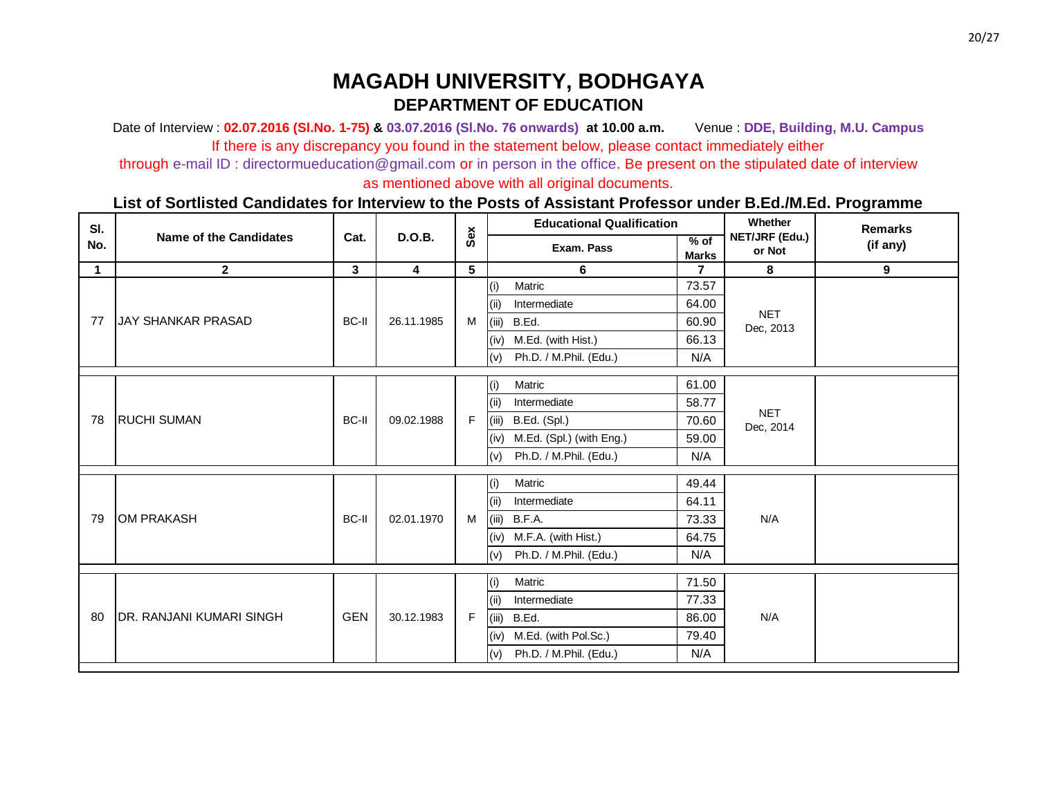# MAGADH UNIVERSITY, BODHGAYA

## DEPARTMENT OF EDUCATION

Date of Interview : **02.07.2016 (Sl.No. 1-75)** & **03.07.2016 (Sl.No. 76 onwards)** **at 10.00 a.m.** Venue : **DDE, Building, M.U. Campus**

If there is any discrepancy you found in the statement below, please contact immediately either through e-mail ID : directormueducation@gmail.com or in person in the office. Be present on the stipulated date of interview as mentioned above with all original documents.

### List of Sortlisted Candidates for Interview to the Posts of Assistant Professor under B.Ed./M.Ed. Programme

| Sl. No. | Name of the Candidates | Cat. | D.O.B. | Sex | Educational Qualification: Exam. Pass | % of Marks | Whether NET/JRF (Edu.) or Not | Remarks (if any) |
|---|---|---|---|---|---|---|---|---|
| 1 | 2 | 3 | 4 | 5 | 6 | 7 | 8 | 9 |
| 77 | JAY SHANKAR PRASAD | BC-II | 26.11.1985 | M | (i) Matric | 73.57 | NET Dec, 2013 | |
| | | | | | (ii) Intermediate | 64.00 | | |
| | | | | | (iii) B.Ed. | 60.90 | | |
| | | | | | (iv) M.Ed. (with Hist.) | 66.13 | | |
| | | | | | (v) Ph.D. / M.Phil. (Edu.) | N/A | | |
| 78 | RUCHI SUMAN | BC-II | 09.02.1988 | F | (i) Matric | 61.00 | NET Dec, 2014 | |
| | | | | | (ii) Intermediate | 58.77 | | |
| | | | | | (iii) B.Ed. (Spl.) | 70.60 | | |
| | | | | | (iv) M.Ed. (Spl.) (with Eng.) | 59.00 | | |
| | | | | | (v) Ph.D. / M.Phil. (Edu.) | N/A | | |
| 79 | OM PRAKASH | BC-II | 02.01.1970 | M | (i) Matric | 49.44 | N/A | |
| | | | | | (ii) Intermediate | 64.11 | | |
| | | | | | (iii) B.F.A. | 73.33 | | |
| | | | | | (iv) M.F.A. (with Hist.) | 64.75 | | |
| | | | | | (v) Ph.D. / M.Phil. (Edu.) | N/A | | |
| 80 | DR. RANJANI KUMARI SINGH | GEN | 30.12.1983 | F | (i) Matric | 71.50 | N/A | |
| | | | | | (ii) Intermediate | 77.33 | | |
| | | | | | (iii) B.Ed. | 86.00 | | |
| | | | | | (iv) M.Ed. (with Pol.Sc.) | 79.40 | | |
| | | | | | (v) Ph.D. / M.Phil. (Edu.) | N/A | | |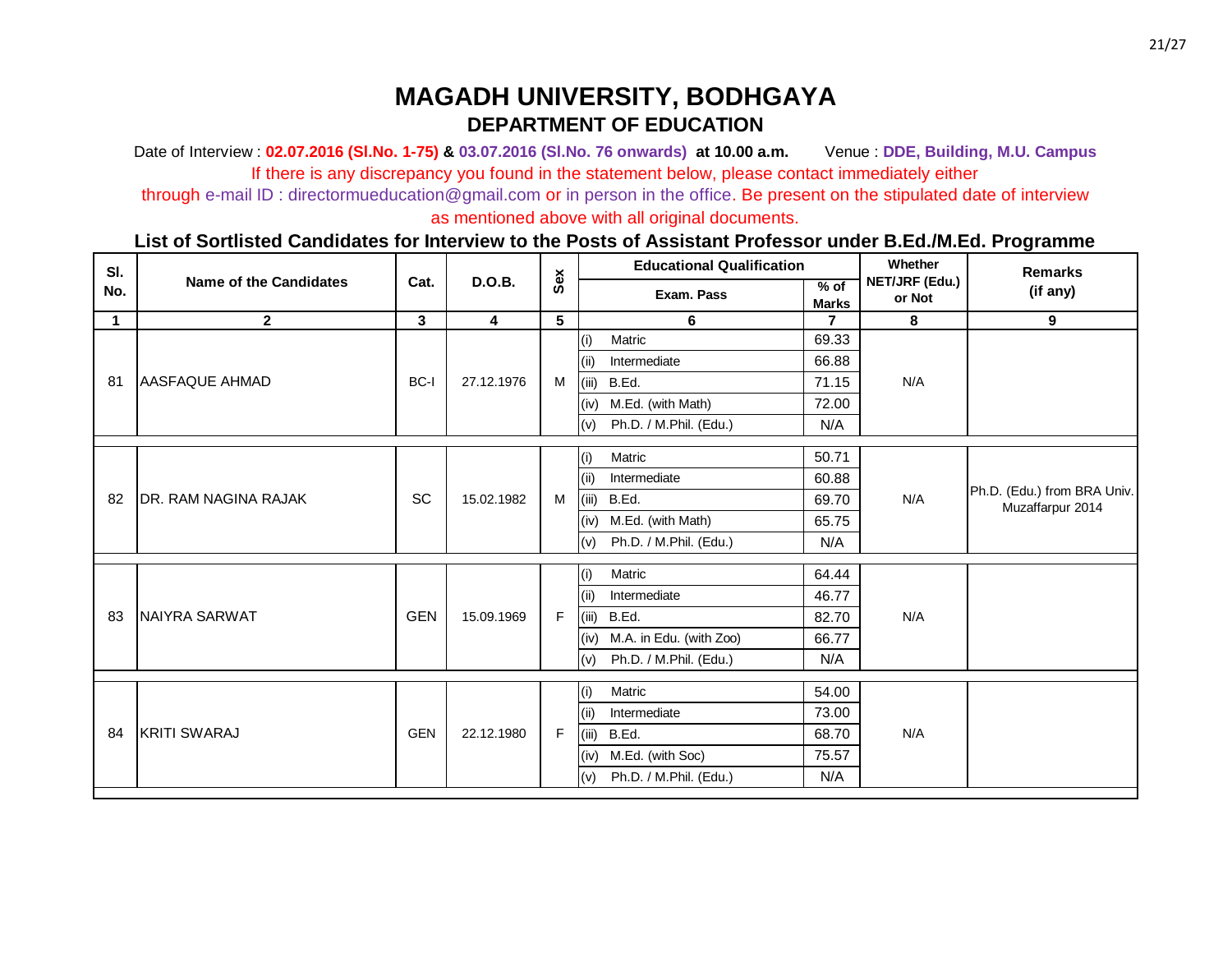# MAGADH UNIVERSITY, BODHGAYA

## DEPARTMENT OF EDUCATION

Date of Interview : **02.07.2016 (Sl.No. 1-75) & 03.07.2016 (Sl.No. 76 onwards) at 10.00 a.m.** Venue : **DDE, Building, M.U. Campus**

If there is any discrepancy you found in the statement below, please contact immediately either through e-mail ID : directormueducation@gmail.com or in person in the office. Be present on the stipulated date of interview as mentioned above with all original documents.

### List of Sortlisted Candidates for Interview to the Posts of Assistant Professor under B.Ed./M.Ed. Programme

| Sl. No. | Name of the Candidates | Cat. | D.O.B. | Sex | Educational Qualification | | Whether NET/JRF (Edu.) or Not | Remarks (if any) |
|---|---|---|---|---|---|---|---|---|
| | | | | | Exam. Pass | % of Marks | | |
| 1 | 2 | 3 | 4 | 5 | 6 | 7 | 8 | 9 |
| 81 | AASFAQUE AHMAD | BC-I | 27.12.1976 | M | (i) Matric | 69.33 | N/A | |
| | | | | | (ii) Intermediate | 66.88 | | |
| | | | | | (iii) B.Ed. | 71.15 | | |
| | | | | | (iv) M.Ed. (with Math) | 72.00 | | |
| | | | | | (v) Ph.D. / M.Phil. (Edu.) | N/A | | |
| 82 | DR. RAM NAGINA RAJAK | SC | 15.02.1982 | M | (i) Matric | 50.71 | N/A | Ph.D. (Edu.) from BRA Univ. Muzaffarpur 2014 |
| | | | | | (ii) Intermediate | 60.88 | | |
| | | | | | (iii) B.Ed. | 69.70 | | |
| | | | | | (iv) M.Ed. (with Math) | 65.75 | | |
| | | | | | (v) Ph.D. / M.Phil. (Edu.) | N/A | | |
| 83 | NAIYRA SARWAT | GEN | 15.09.1969 | F | (i) Matric | 64.44 | N/A | |
| | | | | | (ii) Intermediate | 46.77 | | |
| | | | | | (iii) B.Ed. | 82.70 | | |
| | | | | | (iv) M.A. in Edu. (with Zoo) | 66.77 | | |
| | | | | | (v) Ph.D. / M.Phil. (Edu.) | N/A | | |
| 84 | KRITI SWARAJ | GEN | 22.12.1980 | F | (i) Matric | 54.00 | N/A | |
| | | | | | (ii) Intermediate | 73.00 | | |
| | | | | | (iii) B.Ed. | 68.70 | | |
| | | | | | (iv) M.Ed. (with Soc) | 75.57 | | |
| | | | | | (v) Ph.D. / M.Phil. (Edu.) | N/A | | |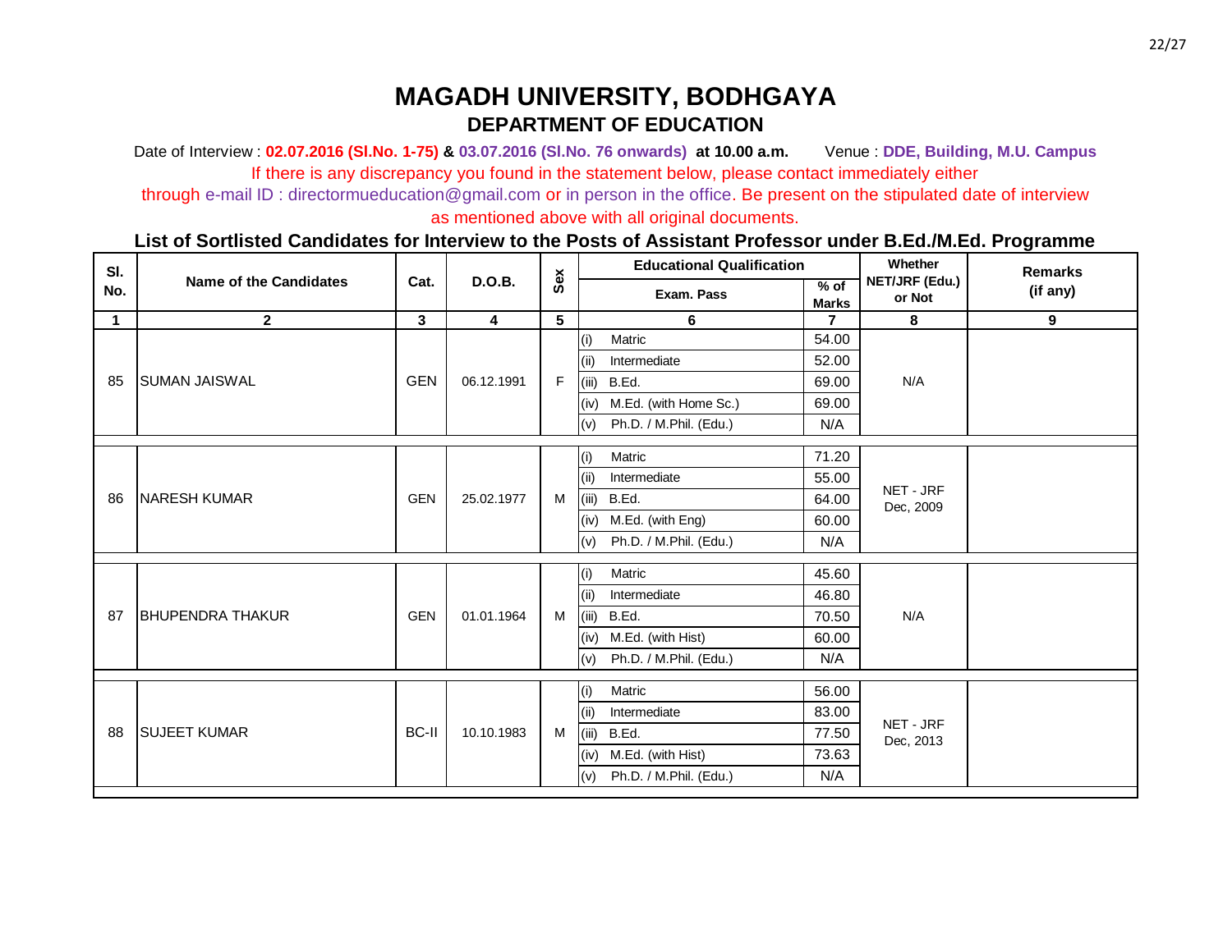# MAGADH UNIVERSITY, BODHGAYA

## DEPARTMENT OF EDUCATION

Date of Interview : **02.07.2016 (Sl.No. 1-75)** & **03.07.2016 (Sl.No. 76 onwards)** **at 10.00 a.m.** Venue : **DDE, Building, M.U. Campus**

If there is any discrepancy you found in the statement below, please contact immediately either through e-mail ID : directormueducation@gmail.com or in person in the office. Be present on the stipulated date of interview as mentioned above with all original documents.

### List of Sortlisted Candidates for Interview to the Posts of Assistant Professor under B.Ed./M.Ed. Programme

| Sl. No. | Name of the Candidates | Cat. | D.O.B. | Sex | Educational Qualification: Exam. Pass | % of Marks | Whether NET/JRF (Edu.) or Not | Remarks (if any) |
|---|---|---|---|---|---|---|---|---|
| 1 | 2 | 3 | 4 | 5 | 6 | 7 | 8 | 9 |
| 85 | SUMAN JAISWAL | GEN | 06.12.1991 | F | (i) Matric | 54.00 | N/A | |
| | | | | | (ii) Intermediate | 52.00 | | |
| | | | | | (iii) B.Ed. | 69.00 | | |
| | | | | | (iv) M.Ed. (with Home Sc.) | 69.00 | | |
| | | | | | (v) Ph.D. / M.Phil. (Edu.) | N/A | | |
| 86 | NARESH KUMAR | GEN | 25.02.1977 | M | (i) Matric | 71.20 | NET - JRF Dec, 2009 | |
| | | | | | (ii) Intermediate | 55.00 | | |
| | | | | | (iii) B.Ed. | 64.00 | | |
| | | | | | (iv) M.Ed. (with Eng) | 60.00 | | |
| | | | | | (v) Ph.D. / M.Phil. (Edu.) | N/A | | |
| 87 | BHUPENDRA THAKUR | GEN | 01.01.1964 | M | (i) Matric | 45.60 | N/A | |
| | | | | | (ii) Intermediate | 46.80 | | |
| | | | | | (iii) B.Ed. | 70.50 | | |
| | | | | | (iv) M.Ed. (with Hist) | 60.00 | | |
| | | | | | (v) Ph.D. / M.Phil. (Edu.) | N/A | | |
| 88 | SUJEET KUMAR | BC-II | 10.10.1983 | M | (i) Matric | 56.00 | NET - JRF Dec, 2013 | |
| | | | | | (ii) Intermediate | 83.00 | | |
| | | | | | (iii) B.Ed. | 77.50 | | |
| | | | | | (iv) M.Ed. (with Hist) | 73.63 | | |
| | | | | | (v) Ph.D. / M.Phil. (Edu.) | N/A | | |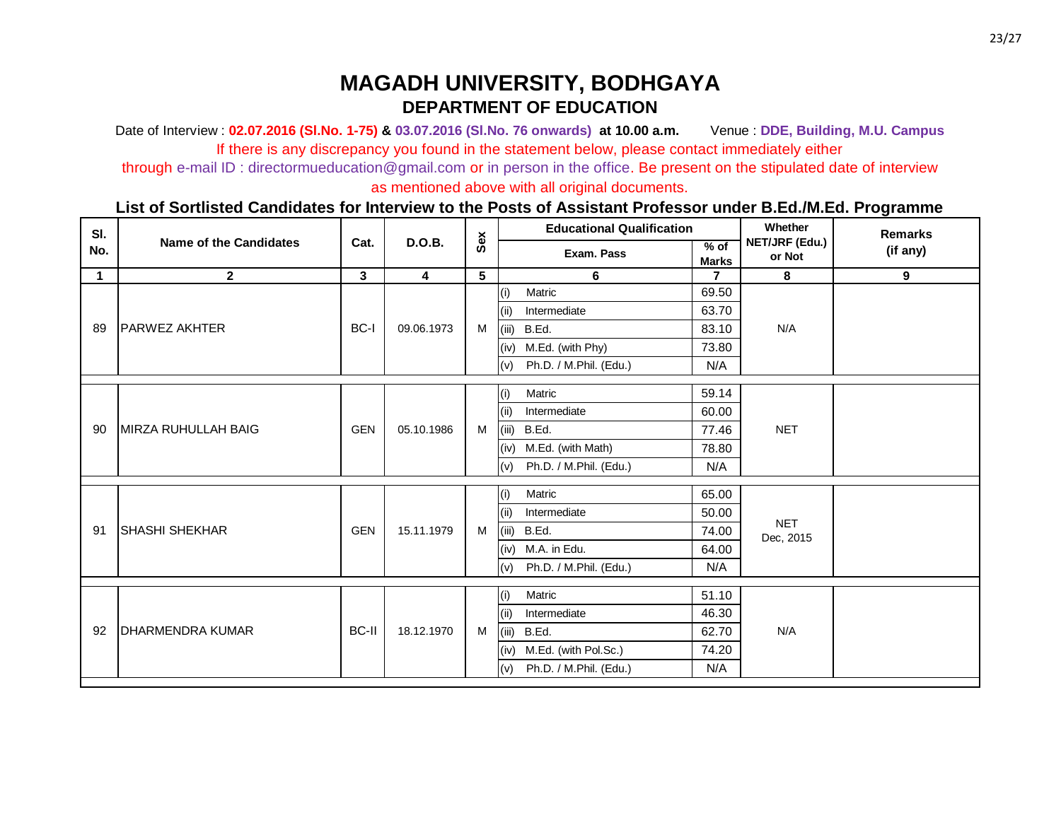# MAGADH UNIVERSITY, BODHGAYA

## DEPARTMENT OF EDUCATION

Date of Interview : **02.07.2016 (Sl.No. 1-75)** & **03.07.2016 (Sl.No. 76 onwards)** **at 10.00 a.m.** Venue : **DDE, Building, M.U. Campus**

If there is any discrepancy you found in the statement below, please contact immediately either through e-mail ID : directormueducation@gmail.com or in person in the office. Be present on the stipulated date of interview as mentioned above with all original documents.

### List of Sortlisted Candidates for Interview to the Posts of Assistant Professor under B.Ed./M.Ed. Programme

| Sl. No. | Name of the Candidates | Cat. | D.O.B. | Sex | Educational Qualification: Exam. Pass | % of Marks | Whether NET/JRF (Edu.) or Not | Remarks (if any) |
|---|---|---|---|---|---|---|---|---|
| 1 | 2 | 3 | 4 | 5 | 6 | 7 | 8 | 9 |
| 89 | PARWEZ AKHTER | BC-I | 09.06.1973 | M | (i) Matric | 69.50 | N/A | |
| | | | | | (ii) Intermediate | 63.70 | | |
| | | | | | (iii) B.Ed. | 83.10 | | |
| | | | | | (iv) M.Ed. (with Phy) | 73.80 | | |
| | | | | | (v) Ph.D. / M.Phil. (Edu.) | N/A | | |
| 90 | MIRZA RUHULLAH BAIG | GEN | 05.10.1986 | M | (i) Matric | 59.14 | NET | |
| | | | | | (ii) Intermediate | 60.00 | | |
| | | | | | (iii) B.Ed. | 77.46 | | |
| | | | | | (iv) M.Ed. (with Math) | 78.80 | | |
| | | | | | (v) Ph.D. / M.Phil. (Edu.) | N/A | | |
| 91 | SHASHI SHEKHAR | GEN | 15.11.1979 | M | (i) Matric | 65.00 | NET Dec, 2015 | |
| | | | | | (ii) Intermediate | 50.00 | | |
| | | | | | (iii) B.Ed. | 74.00 | | |
| | | | | | (iv) M.A. in Edu. | 64.00 | | |
| | | | | | (v) Ph.D. / M.Phil. (Edu.) | N/A | | |
| 92 | DHARMENDRA KUMAR | BC-II | 18.12.1970 | M | (i) Matric | 51.10 | N/A | |
| | | | | | (ii) Intermediate | 46.30 | | |
| | | | | | (iii) B.Ed. | 62.70 | | |
| | | | | | (iv) M.Ed. (with Pol.Sc.) | 74.20 | | |
| | | | | | (v) Ph.D. / M.Phil. (Edu.) | N/A | | |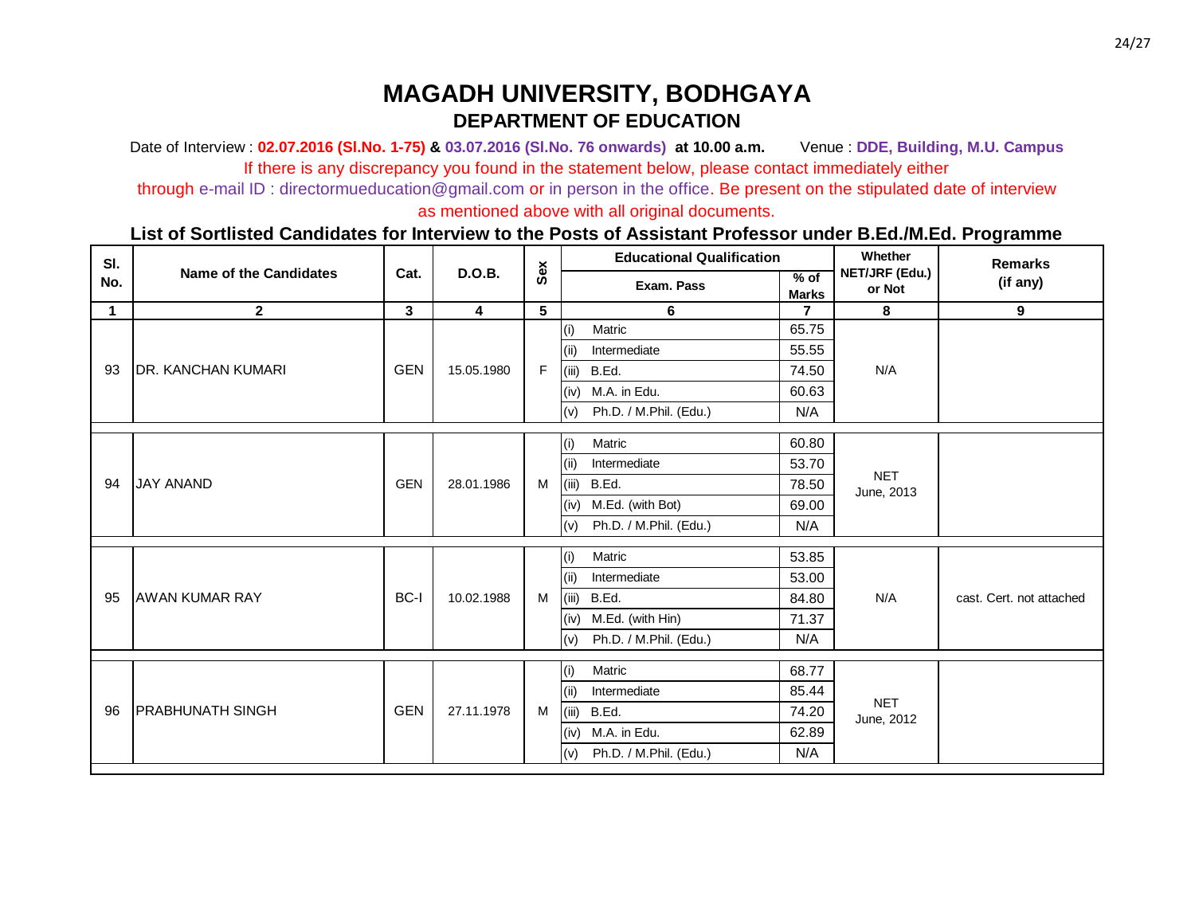# MAGADH UNIVERSITY, BODHGAYA

## DEPARTMENT OF EDUCATION

Date of Interview : **02.07.2016 (Sl.No. 1-75)** & **03.07.2016 (Sl.No. 76 onwards)** **at 10.00 a.m.** Venue : **DDE, Building, M.U. Campus**

If there is any discrepancy you found in the statement below, please contact immediately either through e-mail ID : directormueducation@gmail.com or in person in the office. Be present on the stipulated date of interview as mentioned above with all original documents.

### List of Sortlisted Candidates for Interview to the Posts of Assistant Professor under B.Ed./M.Ed. Programme

| Sl. No. | Name of the Candidates | Cat. | D.O.B. | Sex | Educational Qualification | | Whether NET/JRF (Edu.) or Not | Remarks (if any) |
|---|---|---|---|---|---|---|---|---|
| | | | | | Exam. Pass | % of Marks | | |
| 1 | 2 | 3 | 4 | 5 | 6 | 7 | 8 | 9 |
| 93 | DR. KANCHAN KUMARI | GEN | 15.05.1980 | F | (i) Matric | 65.75 | N/A | |
| | | | | | (ii) Intermediate | 55.55 | | |
| | | | | | (iii) B.Ed. | 74.50 | | |
| | | | | | (iv) M.A. in Edu. | 60.63 | | |
| | | | | | (v) Ph.D. / M.Phil. (Edu.) | N/A | | |
| 94 | JAY ANAND | GEN | 28.01.1986 | M | (i) Matric | 60.80 | NET June, 2013 | |
| | | | | | (ii) Intermediate | 53.70 | | |
| | | | | | (iii) B.Ed. | 78.50 | | |
| | | | | | (iv) M.Ed. (with Bot) | 69.00 | | |
| | | | | | (v) Ph.D. / M.Phil. (Edu.) | N/A | | |
| 95 | AWAN KUMAR RAY | BC-I | 10.02.1988 | M | (i) Matric | 53.85 | N/A | cast. Cert. not attached |
| | | | | | (ii) Intermediate | 53.00 | | |
| | | | | | (iii) B.Ed. | 84.80 | | |
| | | | | | (iv) M.Ed. (with Hin) | 71.37 | | |
| | | | | | (v) Ph.D. / M.Phil. (Edu.) | N/A | | |
| 96 | PRABHUNATH SINGH | GEN | 27.11.1978 | M | (i) Matric | 68.77 | NET June, 2012 | |
| | | | | | (ii) Intermediate | 85.44 | | |
| | | | | | (iii) B.Ed. | 74.20 | | |
| | | | | | (iv) M.A. in Edu. | 62.89 | | |
| | | | | | (v) Ph.D. / M.Phil. (Edu.) | N/A | | |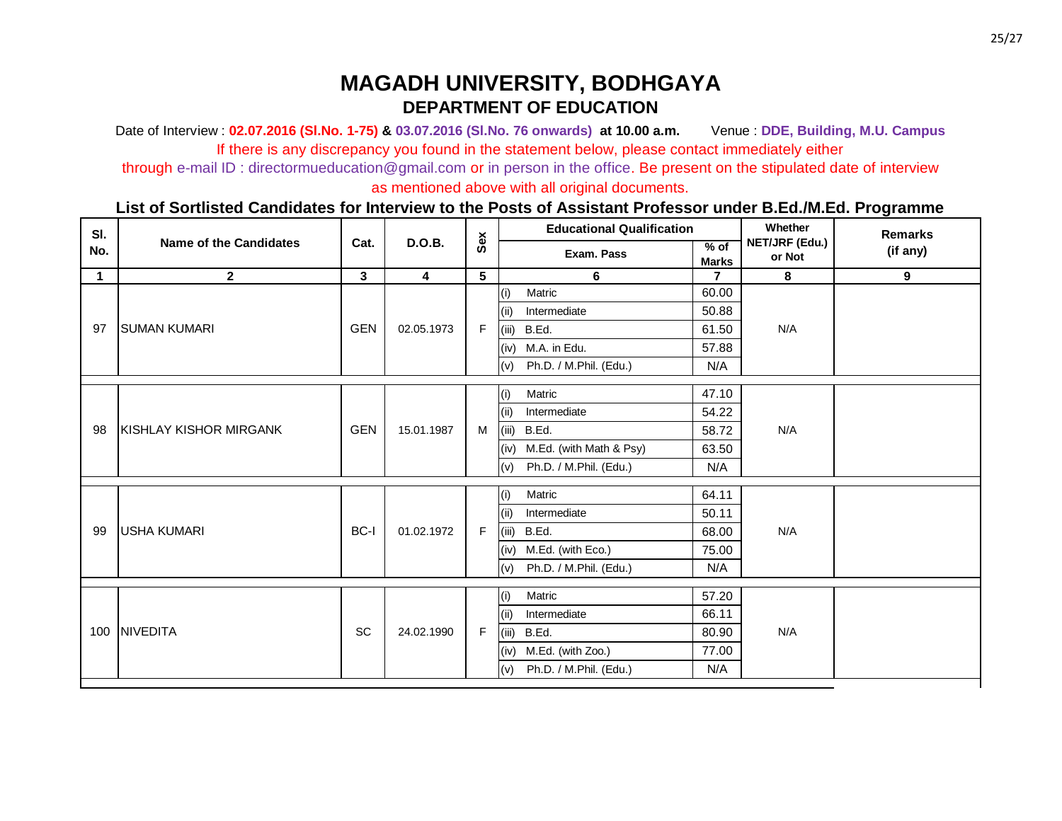# MAGADH UNIVERSITY, BODHGAYA

## DEPARTMENT OF EDUCATION

Date of Interview : **02.07.2016 (Sl.No. 1-75)** & **03.07.2016 (Sl.No. 76 onwards)** **at 10.00 a.m.** Venue : **DDE, Building, M.U. Campus**

If there is any discrepancy you found in the statement below, please contact immediately either through e-mail ID : directormueducation@gmail.com or in person in the office. Be present on the stipulated date of interview as mentioned above with all original documents.

**List of Sortlisted Candidates for Interview to the Posts of Assistant Professor under B.Ed./M.Ed. Programme**

| Sl. No. | Name of the Candidates | Cat. | D.O.B. | Sex | Educational Qualification | | Whether NET/JRF (Edu.) or Not | Remarks (if any) |
|---|---|---|---|---|---|---|---|---|
| | | | | | Exam. Pass | % of Marks | | |
| 1 | 2 | 3 | 4 | 5 | 6 | 7 | 8 | 9 |
| 97 | SUMAN KUMARI | GEN | 02.05.1973 | F | (i) Matric | 60.00 | N/A | |
| | | | | | (ii) Intermediate | 50.88 | | |
| | | | | | (iii) B.Ed. | 61.50 | | |
| | | | | | (iv) M.A. in Edu. | 57.88 | | |
| | | | | | (v) Ph.D. / M.Phil. (Edu.) | N/A | | |
| 98 | KISHLAY KISHOR MIRGANK | GEN | 15.01.1987 | M | (i) Matric | 47.10 | N/A | |
| | | | | | (ii) Intermediate | 54.22 | | |
| | | | | | (iii) B.Ed. | 58.72 | | |
| | | | | | (iv) M.Ed. (with Math & Psy) | 63.50 | | |
| | | | | | (v) Ph.D. / M.Phil. (Edu.) | N/A | | |
| 99 | USHA KUMARI | BC-I | 01.02.1972 | F | (i) Matric | 64.11 | N/A | |
| | | | | | (ii) Intermediate | 50.11 | | |
| | | | | | (iii) B.Ed. | 68.00 | | |
| | | | | | (iv) M.Ed. (with Eco.) | 75.00 | | |
| | | | | | (v) Ph.D. / M.Phil. (Edu.) | N/A | | |
| 100 | NIVEDITA | SC | 24.02.1990 | F | (i) Matric | 57.20 | N/A | |
| | | | | | (ii) Intermediate | 66.11 | | |
| | | | | | (iii) B.Ed. | 80.90 | | |
| | | | | | (iv) M.Ed. (with Zoo.) | 77.00 | | |
| | | | | | (v) Ph.D. / M.Phil. (Edu.) | N/A | | |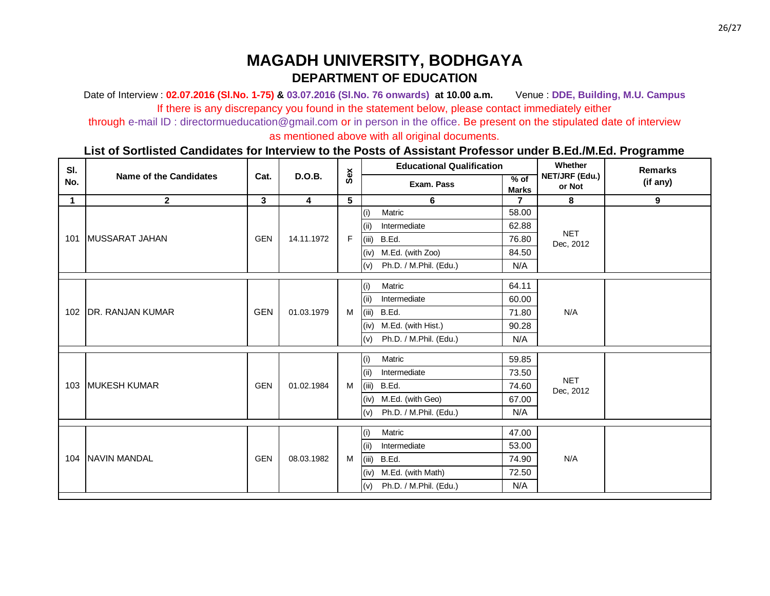# MAGADH UNIVERSITY, BODHGAYA

## DEPARTMENT OF EDUCATION

Date of Interview : **02.07.2016 (Sl.No. 1-75)** & **03.07.2016 (Sl.No. 76 onwards)** **at 10.00 a.m.** Venue : **DDE, Building, M.U. Campus**

If there is any discrepancy you found in the statement below, please contact immediately either through e-mail ID : directormueducation@gmail.com or in person in the office. Be present on the stipulated date of interview as mentioned above with all original documents.

### List of Sortlisted Candidates for Interview to the Posts of Assistant Professor under B.Ed./M.Ed. Programme

| Sl. No. | Name of the Candidates | Cat. | D.O.B. | Sex | Educational Qualification: Exam. Pass | % of Marks | Whether NET/JRF (Edu.) or Not | Remarks (if any) |
|---|---|---|---|---|---|---|---|---|
| 1 | 2 | 3 | 4 | 5 | 6 | 7 | 8 | 9 |
| 101 | MUSSARAT JAHAN | GEN | 14.11.1972 | F | (i) Matric | 58.00 | NET Dec, 2012 | |
| | | | | | (ii) Intermediate | 62.88 | | |
| | | | | | (iii) B.Ed. | 76.80 | | |
| | | | | | (iv) M.Ed. (with Zoo) | 84.50 | | |
| | | | | | (v) Ph.D. / M.Phil. (Edu.) | N/A | | |
| 102 | DR. RANJAN KUMAR | GEN | 01.03.1979 | M | (i) Matric | 64.11 | N/A | |
| | | | | | (ii) Intermediate | 60.00 | | |
| | | | | | (iii) B.Ed. | 71.80 | | |
| | | | | | (iv) M.Ed. (with Hist.) | 90.28 | | |
| | | | | | (v) Ph.D. / M.Phil. (Edu.) | N/A | | |
| 103 | MUKESH KUMAR | GEN | 01.02.1984 | M | (i) Matric | 59.85 | NET Dec, 2012 | |
| | | | | | (ii) Intermediate | 73.50 | | |
| | | | | | (iii) B.Ed. | 74.60 | | |
| | | | | | (iv) M.Ed. (with Geo) | 67.00 | | |
| | | | | | (v) Ph.D. / M.Phil. (Edu.) | N/A | | |
| 104 | NAVIN MANDAL | GEN | 08.03.1982 | M | (i) Matric | 47.00 | N/A | |
| | | | | | (ii) Intermediate | 53.00 | | |
| | | | | | (iii) B.Ed. | 74.90 | | |
| | | | | | (iv) M.Ed. (with Math) | 72.50 | | |
| | | | | | (v) Ph.D. / M.Phil. (Edu.) | N/A | | |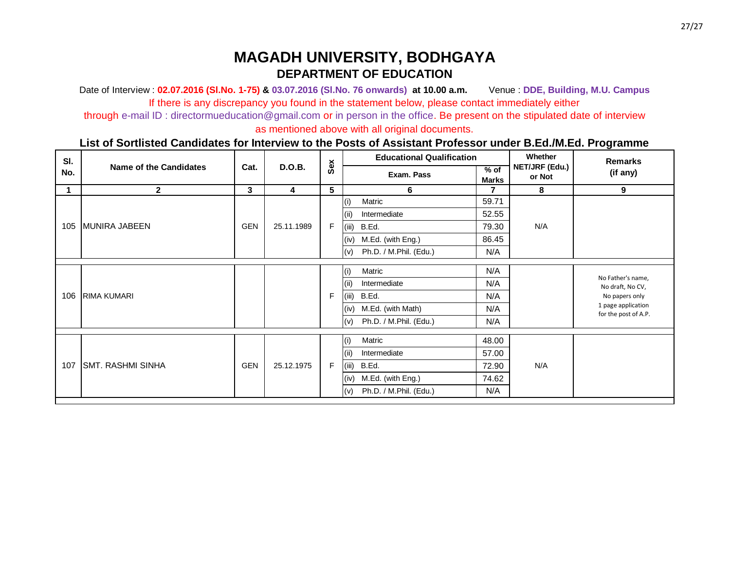# MAGADH UNIVERSITY, BODHGAYA

## DEPARTMENT OF EDUCATION

Date of Interview : **02.07.2016 (Sl.No. 1-75)** & **03.07.2016 (Sl.No. 76 onwards)** **at 10.00 a.m.** Venue : **DDE, Building, M.U. Campus**

If there is any discrepancy you found in the statement below, please contact immediately either through e-mail ID : directormueducation@gmail.com or in person in the office. Be present on the stipulated date of interview as mentioned above with all original documents.

### List of Sortlisted Candidates for Interview to the Posts of Assistant Professor under B.Ed./M.Ed. Programme

| Sl. No. | Name of the Candidates | Cat. | D.O.B. | Sex | Educational Qualification: Exam. Pass | Educational Qualification: % of Marks | Whether NET/JRF (Edu.) or Not | Remarks (if any) |
|---|---|---|---|---|---|---|---|---|
| 1 | 2 | 3 | 4 | 5 | 6 | 7 | 8 | 9 |
| 105 | MUNIRA JABEEN | GEN | 25.11.1989 | F | (i) Matric | 59.71 | N/A | |
| | | | | | (ii) Intermediate | 52.55 | | |
| | | | | | (iii) B.Ed. | 79.30 | | |
| | | | | | (iv) M.Ed. (with Eng.) | 86.45 | | |
| | | | | | (v) Ph.D. / M.Phil. (Edu.) | N/A | | |
| 106 | RIMA KUMARI | | | F | (i) Matric | N/A | | No Father's name, No draft, No CV, No papers only 1 page application for the post of A.P. |
| | | | | | (ii) Intermediate | N/A | | |
| | | | | | (iii) B.Ed. | N/A | | |
| | | | | | (iv) M.Ed. (with Math) | N/A | | |
| | | | | | (v) Ph.D. / M.Phil. (Edu.) | N/A | | |
| 107 | SMT. RASHMI SINHA | GEN | 25.12.1975 | F | (i) Matric | 48.00 | N/A | |
| | | | | | (ii) Intermediate | 57.00 | | |
| | | | | | (iii) B.Ed. | 72.90 | | |
| | | | | | (iv) M.Ed. (with Eng.) | 74.62 | | |
| | | | | | (v) Ph.D. / M.Phil. (Edu.) | N/A | | |